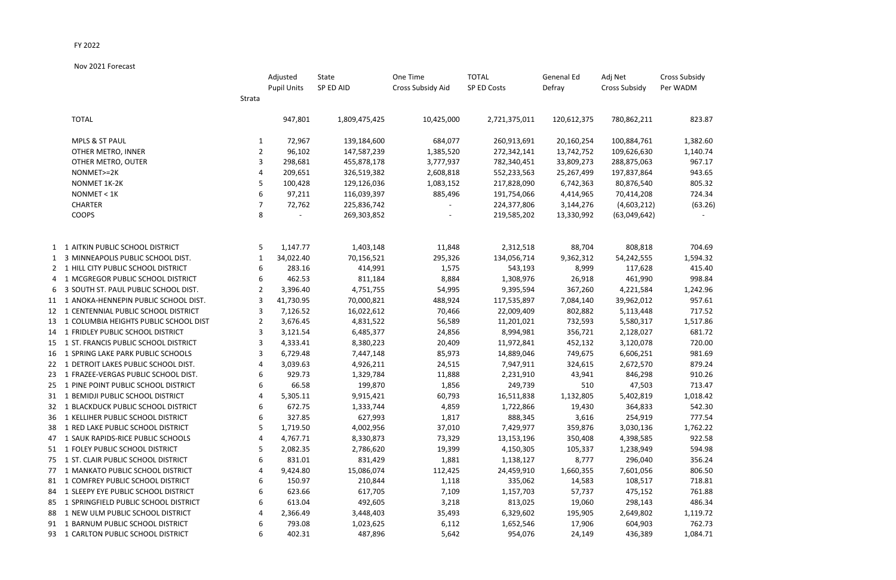FY 2022

Nov 2021 Forecast

| | | Strata | Adjusted Pupil Units | State SP ED AID | One Time Cross Subsidy Aid | TOTAL SP ED Costs | Genenal Ed Defray | Adj Net Cross Subsidy | Cross Subsidy Per WADM |
|---|---|---|---|---|---|---|---|---|---|
| | TOTAL | | 947,801 | 1,809,475,425 | 10,425,000 | 2,721,375,011 | 120,612,375 | 780,862,211 | 823.87 |
| | MPLS & ST PAUL | 1 | 72,967 | 139,184,600 | 684,077 | 260,913,691 | 20,160,254 | 100,884,761 | 1,382.60 |
| | OTHER METRO, INNER | 2 | 96,102 | 147,587,239 | 1,385,520 | 272,342,141 | 13,742,752 | 109,626,630 | 1,140.74 |
| | OTHER METRO, OUTER | 3 | 298,681 | 455,878,178 | 3,777,937 | 782,340,451 | 33,809,273 | 288,875,063 | 967.17 |
| | NONMET>=2K | 4 | 209,651 | 326,519,382 | 2,608,818 | 552,233,563 | 25,267,499 | 197,837,864 | 943.65 |
| | NONMET 1K-2K | 5 | 100,428 | 129,126,036 | 1,083,152 | 217,828,090 | 6,742,363 | 80,876,540 | 805.32 |
| | NONMET < 1K | 6 | 97,211 | 116,039,397 | 885,496 | 191,754,066 | 4,414,965 | 70,414,208 | 724.34 |
| | CHARTER | 7 | 72,762 | 225,836,742 | - | 224,377,806 | 3,144,276 | (4,603,212) | (63.26) |
| | COOPS | 8 | - | 269,303,852 | - | 219,585,202 | 13,330,992 | (63,049,642) | - |
| 1 | 1 AITKIN PUBLIC SCHOOL DISTRICT | 5 | 1,147.77 | 1,403,148 | 11,848 | 2,312,518 | 88,704 | 808,818 | 704.69 |
| 1 | 3 MINNEAPOLIS PUBLIC SCHOOL DIST. | 1 | 34,022.40 | 70,156,521 | 295,326 | 134,056,714 | 9,362,312 | 54,242,555 | 1,594.32 |
| 2 | 1 HILL CITY PUBLIC SCHOOL DISTRICT | 6 | 283.16 | 414,991 | 1,575 | 543,193 | 8,999 | 117,628 | 415.40 |
| 4 | 1 MCGREGOR PUBLIC SCHOOL DISTRICT | 6 | 462.53 | 811,184 | 8,884 | 1,308,976 | 26,918 | 461,990 | 998.84 |
| 6 | 3 SOUTH ST. PAUL PUBLIC SCHOOL DIST. | 2 | 3,396.40 | 4,751,755 | 54,995 | 9,395,594 | 367,260 | 4,221,584 | 1,242.96 |
| 11 | 1 ANOKA-HENNEPIN PUBLIC SCHOOL DIST. | 3 | 41,730.95 | 70,000,821 | 488,924 | 117,535,897 | 7,084,140 | 39,962,012 | 957.61 |
| 12 | 1 CENTENNIAL PUBLIC SCHOOL DISTRICT | 3 | 7,126.52 | 16,022,612 | 70,466 | 22,009,409 | 802,882 | 5,113,448 | 717.52 |
| 13 | 1 COLUMBIA HEIGHTS PUBLIC SCHOOL DIST | 2 | 3,676.45 | 4,831,522 | 56,589 | 11,201,021 | 732,593 | 5,580,317 | 1,517.86 |
| 14 | 1 FRIDLEY PUBLIC SCHOOL DISTRICT | 3 | 3,121.54 | 6,485,377 | 24,856 | 8,994,981 | 356,721 | 2,128,027 | 681.72 |
| 15 | 1 ST. FRANCIS PUBLIC SCHOOL DISTRICT | 3 | 4,333.41 | 8,380,223 | 20,409 | 11,972,841 | 452,132 | 3,120,078 | 720.00 |
| 16 | 1 SPRING LAKE PARK PUBLIC SCHOOLS | 3 | 6,729.48 | 7,447,148 | 85,973 | 14,889,046 | 749,675 | 6,606,251 | 981.69 |
| 22 | 1 DETROIT LAKES PUBLIC SCHOOL DIST. | 4 | 3,039.63 | 4,926,211 | 24,515 | 7,947,911 | 324,615 | 2,672,570 | 879.24 |
| 23 | 1 FRAZEE-VERGAS PUBLIC SCHOOL DIST. | 6 | 929.73 | 1,329,784 | 11,888 | 2,231,910 | 43,941 | 846,298 | 910.26 |
| 25 | 1 PINE POINT PUBLIC SCHOOL DISTRICT | 6 | 66.58 | 199,870 | 1,856 | 249,739 | 510 | 47,503 | 713.47 |
| 31 | 1 BEMIDJI PUBLIC SCHOOL DISTRICT | 4 | 5,305.11 | 9,915,421 | 60,793 | 16,511,838 | 1,132,805 | 5,402,819 | 1,018.42 |
| 32 | 1 BLACKDUCK PUBLIC SCHOOL DISTRICT | 6 | 672.75 | 1,333,744 | 4,859 | 1,722,866 | 19,430 | 364,833 | 542.30 |
| 36 | 1 KELLIHER PUBLIC SCHOOL DISTRICT | 6 | 327.85 | 627,993 | 1,817 | 888,345 | 3,616 | 254,919 | 777.54 |
| 38 | 1 RED LAKE PUBLIC SCHOOL DISTRICT | 5 | 1,719.50 | 4,002,956 | 37,010 | 7,429,977 | 359,876 | 3,030,136 | 1,762.22 |
| 47 | 1 SAUK RAPIDS-RICE PUBLIC SCHOOLS | 4 | 4,767.71 | 8,330,873 | 73,329 | 13,153,196 | 350,408 | 4,398,585 | 922.58 |
| 51 | 1 FOLEY PUBLIC SCHOOL DISTRICT | 5 | 2,082.35 | 2,786,620 | 19,399 | 4,150,305 | 105,337 | 1,238,949 | 594.98 |
| 75 | 1 ST. CLAIR PUBLIC SCHOOL DISTRICT | 6 | 831.01 | 831,429 | 1,881 | 1,138,127 | 8,777 | 296,040 | 356.24 |
| 77 | 1 MANKATO PUBLIC SCHOOL DISTRICT | 4 | 9,424.80 | 15,086,074 | 112,425 | 24,459,910 | 1,660,355 | 7,601,056 | 806.50 |
| 81 | 1 COMFREY PUBLIC SCHOOL DISTRICT | 6 | 150.97 | 210,844 | 1,118 | 335,062 | 14,583 | 108,517 | 718.81 |
| 84 | 1 SLEEPY EYE PUBLIC SCHOOL DISTRICT | 6 | 623.66 | 617,705 | 7,109 | 1,157,703 | 57,737 | 475,152 | 761.88 |
| 85 | 1 SPRINGFIELD PUBLIC SCHOOL DISTRICT | 6 | 613.04 | 492,605 | 3,218 | 813,025 | 19,060 | 298,143 | 486.34 |
| 88 | 1 NEW ULM PUBLIC SCHOOL DISTRICT | 4 | 2,366.49 | 3,448,403 | 35,493 | 6,329,602 | 195,905 | 2,649,802 | 1,119.72 |
| 91 | 1 BARNUM PUBLIC SCHOOL DISTRICT | 6 | 793.08 | 1,023,625 | 6,112 | 1,652,546 | 17,906 | 604,903 | 762.73 |
| 93 | 1 CARLTON PUBLIC SCHOOL DISTRICT | 6 | 402.31 | 487,896 | 5,642 | 954,076 | 24,149 | 436,389 | 1,084.71 |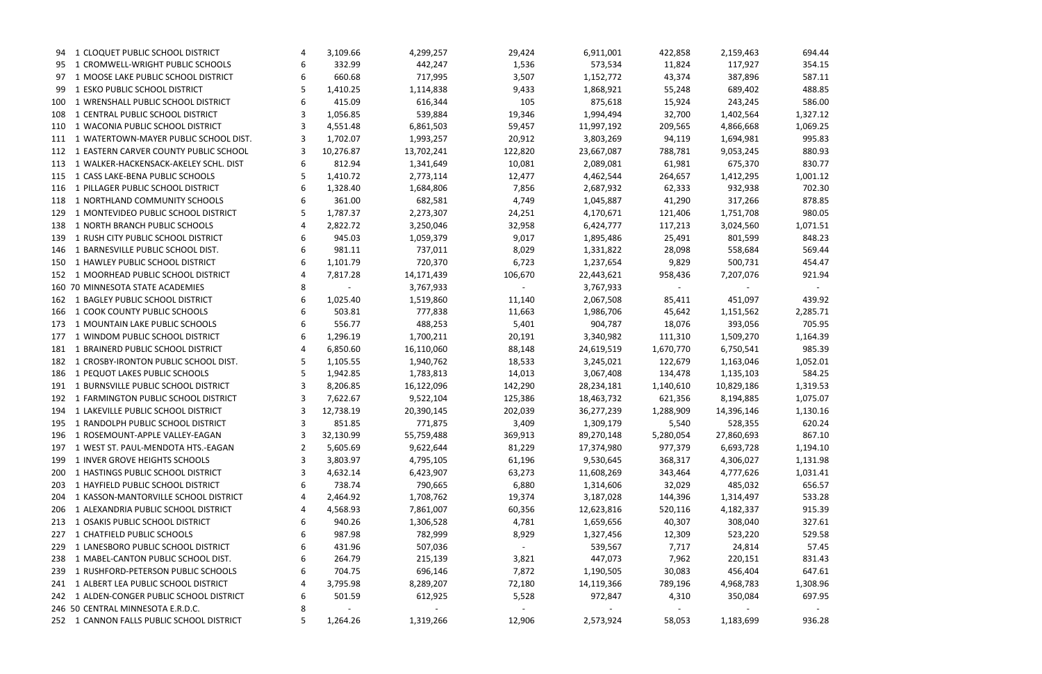| | | | | | | | | | |
|---|---|---|---|---|---|---|---|---|---|
| 94 | 1 CLOQUET PUBLIC SCHOOL DISTRICT | 4 | 3,109.66 | 4,299,257 | 29,424 | 6,911,001 | 422,858 | 2,159,463 | 694.44 |
| 95 | 1 CROMWELL-WRIGHT PUBLIC SCHOOLS | 6 | 332.99 | 442,247 | 1,536 | 573,534 | 11,824 | 117,927 | 354.15 |
| 97 | 1 MOOSE LAKE PUBLIC SCHOOL DISTRICT | 6 | 660.68 | 717,995 | 3,507 | 1,152,772 | 43,374 | 387,896 | 587.11 |
| 99 | 1 ESKO PUBLIC SCHOOL DISTRICT | 5 | 1,410.25 | 1,114,838 | 9,433 | 1,868,921 | 55,248 | 689,402 | 488.85 |
| 100 | 1 WRENSHALL PUBLIC SCHOOL DISTRICT | 6 | 415.09 | 616,344 | 105 | 875,618 | 15,924 | 243,245 | 586.00 |
| 108 | 1 CENTRAL PUBLIC SCHOOL DISTRICT | 3 | 1,056.85 | 539,884 | 19,346 | 1,994,494 | 32,700 | 1,402,564 | 1,327.12 |
| 110 | 1 WACONIA PUBLIC SCHOOL DISTRICT | 3 | 4,551.48 | 6,861,503 | 59,457 | 11,997,192 | 209,565 | 4,866,668 | 1,069.25 |
| 111 | 1 WATERTOWN-MAYER PUBLIC SCHOOL DIST. | 3 | 1,702.07 | 1,993,257 | 20,912 | 3,803,269 | 94,119 | 1,694,981 | 995.83 |
| 112 | 1 EASTERN CARVER COUNTY PUBLIC SCHOOL | 3 | 10,276.87 | 13,702,241 | 122,820 | 23,667,087 | 788,781 | 9,053,245 | 880.93 |
| 113 | 1 WALKER-HACKENSACK-AKELEY SCHL. DIST | 6 | 812.94 | 1,341,649 | 10,081 | 2,089,081 | 61,981 | 675,370 | 830.77 |
| 115 | 1 CASS LAKE-BENA PUBLIC SCHOOLS | 5 | 1,410.72 | 2,773,114 | 12,477 | 4,462,544 | 264,657 | 1,412,295 | 1,001.12 |
| 116 | 1 PILLAGER PUBLIC SCHOOL DISTRICT | 6 | 1,328.40 | 1,684,806 | 7,856 | 2,687,932 | 62,333 | 932,938 | 702.30 |
| 118 | 1 NORTHLAND COMMUNITY SCHOOLS | 6 | 361.00 | 682,581 | 4,749 | 1,045,887 | 41,290 | 317,266 | 878.85 |
| 129 | 1 MONTEVIDEO PUBLIC SCHOOL DISTRICT | 5 | 1,787.37 | 2,273,307 | 24,251 | 4,170,671 | 121,406 | 1,751,708 | 980.05 |
| 138 | 1 NORTH BRANCH PUBLIC SCHOOLS | 4 | 2,822.72 | 3,250,046 | 32,958 | 6,424,777 | 117,213 | 3,024,560 | 1,071.51 |
| 139 | 1 RUSH CITY PUBLIC SCHOOL DISTRICT | 6 | 945.03 | 1,059,379 | 9,017 | 1,895,486 | 25,491 | 801,599 | 848.23 |
| 146 | 1 BARNESVILLE PUBLIC SCHOOL DIST. | 6 | 981.11 | 737,011 | 8,029 | 1,331,822 | 28,098 | 558,684 | 569.44 |
| 150 | 1 HAWLEY PUBLIC SCHOOL DISTRICT | 6 | 1,101.79 | 720,370 | 6,723 | 1,237,654 | 9,829 | 500,731 | 454.47 |
| 152 | 1 MOORHEAD PUBLIC SCHOOL DISTRICT | 4 | 7,817.28 | 14,171,439 | 106,670 | 22,443,621 | 958,436 | 7,207,076 | 921.94 |
| 160 | 70 MINNESOTA STATE ACADEMIES | 8 | - | 3,767,933 | - | 3,767,933 | - | - | - |
| 162 | 1 BAGLEY PUBLIC SCHOOL DISTRICT | 6 | 1,025.40 | 1,519,860 | 11,140 | 2,067,508 | 85,411 | 451,097 | 439.92 |
| 166 | 1 COOK COUNTY PUBLIC SCHOOLS | 6 | 503.81 | 777,838 | 11,663 | 1,986,706 | 45,642 | 1,151,562 | 2,285.71 |
| 173 | 1 MOUNTAIN LAKE PUBLIC SCHOOLS | 6 | 556.77 | 488,253 | 5,401 | 904,787 | 18,076 | 393,056 | 705.95 |
| 177 | 1 WINDOM PUBLIC SCHOOL DISTRICT | 6 | 1,296.19 | 1,700,211 | 20,191 | 3,340,982 | 111,310 | 1,509,270 | 1,164.39 |
| 181 | 1 BRAINERD PUBLIC SCHOOL DISTRICT | 4 | 6,850.60 | 16,110,060 | 88,148 | 24,619,519 | 1,670,770 | 6,750,541 | 985.39 |
| 182 | 1 CROSBY-IRONTON PUBLIC SCHOOL DIST. | 5 | 1,105.55 | 1,940,762 | 18,533 | 3,245,021 | 122,679 | 1,163,046 | 1,052.01 |
| 186 | 1 PEQUOT LAKES PUBLIC SCHOOLS | 5 | 1,942.85 | 1,783,813 | 14,013 | 3,067,408 | 134,478 | 1,135,103 | 584.25 |
| 191 | 1 BURNSVILLE PUBLIC SCHOOL DISTRICT | 3 | 8,206.85 | 16,122,096 | 142,290 | 28,234,181 | 1,140,610 | 10,829,186 | 1,319.53 |
| 192 | 1 FARMINGTON PUBLIC SCHOOL DISTRICT | 3 | 7,622.67 | 9,522,104 | 125,386 | 18,463,732 | 621,356 | 8,194,885 | 1,075.07 |
| 194 | 1 LAKEVILLE PUBLIC SCHOOL DISTRICT | 3 | 12,738.19 | 20,390,145 | 202,039 | 36,277,239 | 1,288,909 | 14,396,146 | 1,130.16 |
| 195 | 1 RANDOLPH PUBLIC SCHOOL DISTRICT | 3 | 851.85 | 771,875 | 3,409 | 1,309,179 | 5,540 | 528,355 | 620.24 |
| 196 | 1 ROSEMOUNT-APPLE VALLEY-EAGAN | 3 | 32,130.99 | 55,759,488 | 369,913 | 89,270,148 | 5,280,054 | 27,860,693 | 867.10 |
| 197 | 1 WEST ST. PAUL-MENDOTA HTS.-EAGAN | 2 | 5,605.69 | 9,622,644 | 81,229 | 17,374,980 | 977,379 | 6,693,728 | 1,194.10 |
| 199 | 1 INVER GROVE HEIGHTS SCHOOLS | 3 | 3,803.97 | 4,795,105 | 61,196 | 9,530,645 | 368,317 | 4,306,027 | 1,131.98 |
| 200 | 1 HASTINGS PUBLIC SCHOOL DISTRICT | 3 | 4,632.14 | 6,423,907 | 63,273 | 11,608,269 | 343,464 | 4,777,626 | 1,031.41 |
| 203 | 1 HAYFIELD PUBLIC SCHOOL DISTRICT | 6 | 738.74 | 790,665 | 6,880 | 1,314,606 | 32,029 | 485,032 | 656.57 |
| 204 | 1 KASSON-MANTORVILLE SCHOOL DISTRICT | 4 | 2,464.92 | 1,708,762 | 19,374 | 3,187,028 | 144,396 | 1,314,497 | 533.28 |
| 206 | 1 ALEXANDRIA PUBLIC SCHOOL DISTRICT | 4 | 4,568.93 | 7,861,007 | 60,356 | 12,623,816 | 520,116 | 4,182,337 | 915.39 |
| 213 | 1 OSAKIS PUBLIC SCHOOL DISTRICT | 6 | 940.26 | 1,306,528 | 4,781 | 1,659,656 | 40,307 | 308,040 | 327.61 |
| 227 | 1 CHATFIELD PUBLIC SCHOOLS | 6 | 987.98 | 782,999 | 8,929 | 1,327,456 | 12,309 | 523,220 | 529.58 |
| 229 | 1 LANESBORO PUBLIC SCHOOL DISTRICT | 6 | 431.96 | 507,036 | - | 539,567 | 7,717 | 24,814 | 57.45 |
| 238 | 1 MABEL-CANTON PUBLIC SCHOOL DIST. | 6 | 264.79 | 215,139 | 3,821 | 447,073 | 7,962 | 220,151 | 831.43 |
| 239 | 1 RUSHFORD-PETERSON PUBLIC SCHOOLS | 6 | 704.75 | 696,146 | 7,872 | 1,190,505 | 30,083 | 456,404 | 647.61 |
| 241 | 1 ALBERT LEA PUBLIC SCHOOL DISTRICT | 4 | 3,795.98 | 8,289,207 | 72,180 | 14,119,366 | 789,196 | 4,968,783 | 1,308.96 |
| 242 | 1 ALDEN-CONGER PUBLIC SCHOOL DISTRICT | 6 | 501.59 | 612,925 | 5,528 | 972,847 | 4,310 | 350,084 | 697.95 |
| 246 | 50 CENTRAL MINNESOTA E.R.D.C. | 8 | - | - | - | - | - | - | - |
| 252 | 1 CANNON FALLS PUBLIC SCHOOL DISTRICT | 5 | 1,264.26 | 1,319,266 | 12,906 | 2,573,924 | 58,053 | 1,183,699 | 936.28 |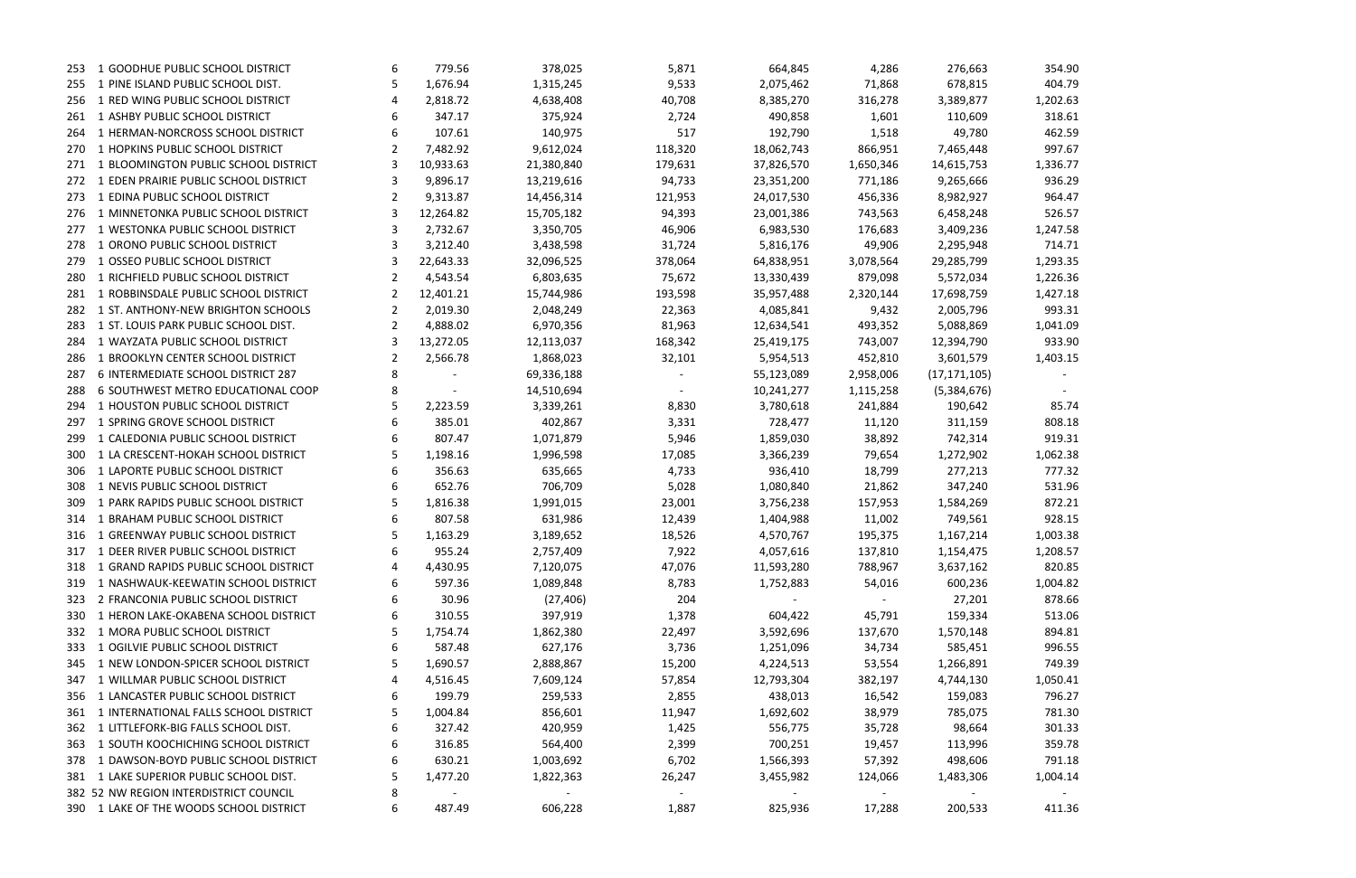| | | | | | | | | | |
|---|---|---|---|---|---|---|---|---|---|
| 253 | 1 GOODHUE PUBLIC SCHOOL DISTRICT | 6 | 779.56 | 378,025 | 5,871 | 664,845 | 4,286 | 276,663 | 354.90 |
| 255 | 1 PINE ISLAND PUBLIC SCHOOL DIST. | 5 | 1,676.94 | 1,315,245 | 9,533 | 2,075,462 | 71,868 | 678,815 | 404.79 |
| 256 | 1 RED WING PUBLIC SCHOOL DISTRICT | 4 | 2,818.72 | 4,638,408 | 40,708 | 8,385,270 | 316,278 | 3,389,877 | 1,202.63 |
| 261 | 1 ASHBY PUBLIC SCHOOL DISTRICT | 6 | 347.17 | 375,924 | 2,724 | 490,858 | 1,601 | 110,609 | 318.61 |
| 264 | 1 HERMAN-NORCROSS SCHOOL DISTRICT | 6 | 107.61 | 140,975 | 517 | 192,790 | 1,518 | 49,780 | 462.59 |
| 270 | 1 HOPKINS PUBLIC SCHOOL DISTRICT | 2 | 7,482.92 | 9,612,024 | 118,320 | 18,062,743 | 866,951 | 7,465,448 | 997.67 |
| 271 | 1 BLOOMINGTON PUBLIC SCHOOL DISTRICT | 3 | 10,933.63 | 21,380,840 | 179,631 | 37,826,570 | 1,650,346 | 14,615,753 | 1,336.77 |
| 272 | 1 EDEN PRAIRIE PUBLIC SCHOOL DISTRICT | 3 | 9,896.17 | 13,219,616 | 94,733 | 23,351,200 | 771,186 | 9,265,666 | 936.29 |
| 273 | 1 EDINA PUBLIC SCHOOL DISTRICT | 2 | 9,313.87 | 14,456,314 | 121,953 | 24,017,530 | 456,336 | 8,982,927 | 964.47 |
| 276 | 1 MINNETONKA PUBLIC SCHOOL DISTRICT | 3 | 12,264.82 | 15,705,182 | 94,393 | 23,001,386 | 743,563 | 6,458,248 | 526.57 |
| 277 | 1 WESTONKA PUBLIC SCHOOL DISTRICT | 3 | 2,732.67 | 3,350,705 | 46,906 | 6,983,530 | 176,683 | 3,409,236 | 1,247.58 |
| 278 | 1 ORONO PUBLIC SCHOOL DISTRICT | 3 | 3,212.40 | 3,438,598 | 31,724 | 5,816,176 | 49,906 | 2,295,948 | 714.71 |
| 279 | 1 OSSEO PUBLIC SCHOOL DISTRICT | 3 | 22,643.33 | 32,096,525 | 378,064 | 64,838,951 | 3,078,564 | 29,285,799 | 1,293.35 |
| 280 | 1 RICHFIELD PUBLIC SCHOOL DISTRICT | 2 | 4,543.54 | 6,803,635 | 75,672 | 13,330,439 | 879,098 | 5,572,034 | 1,226.36 |
| 281 | 1 ROBBINSDALE PUBLIC SCHOOL DISTRICT | 2 | 12,401.21 | 15,744,986 | 193,598 | 35,957,488 | 2,320,144 | 17,698,759 | 1,427.18 |
| 282 | 1 ST. ANTHONY-NEW BRIGHTON SCHOOLS | 2 | 2,019.30 | 2,048,249 | 22,363 | 4,085,841 | 9,432 | 2,005,796 | 993.31 |
| 283 | 1 ST. LOUIS PARK PUBLIC SCHOOL DIST. | 2 | 4,888.02 | 6,970,356 | 81,963 | 12,634,541 | 493,352 | 5,088,869 | 1,041.09 |
| 284 | 1 WAYZATA PUBLIC SCHOOL DISTRICT | 3 | 13,272.05 | 12,113,037 | 168,342 | 25,419,175 | 743,007 | 12,394,790 | 933.90 |
| 286 | 1 BROOKLYN CENTER SCHOOL DISTRICT | 2 | 2,566.78 | 1,868,023 | 32,101 | 5,954,513 | 452,810 | 3,601,579 | 1,403.15 |
| 287 | 6 INTERMEDIATE SCHOOL DISTRICT 287 | 8 | - | 69,336,188 | - | 55,123,089 | 2,958,006 | (17,171,105) | - |
| 288 | 6 SOUTHWEST METRO EDUCATIONAL COOP | 8 | - | 14,510,694 | - | 10,241,277 | 1,115,258 | (5,384,676) | - |
| 294 | 1 HOUSTON PUBLIC SCHOOL DISTRICT | 5 | 2,223.59 | 3,339,261 | 8,830 | 3,780,618 | 241,884 | 190,642 | 85.74 |
| 297 | 1 SPRING GROVE SCHOOL DISTRICT | 6 | 385.01 | 402,867 | 3,331 | 728,477 | 11,120 | 311,159 | 808.18 |
| 299 | 1 CALEDONIA PUBLIC SCHOOL DISTRICT | 6 | 807.47 | 1,071,879 | 5,946 | 1,859,030 | 38,892 | 742,314 | 919.31 |
| 300 | 1 LA CRESCENT-HOKAH SCHOOL DISTRICT | 5 | 1,198.16 | 1,996,598 | 17,085 | 3,366,239 | 79,654 | 1,272,902 | 1,062.38 |
| 306 | 1 LAPORTE PUBLIC SCHOOL DISTRICT | 6 | 356.63 | 635,665 | 4,733 | 936,410 | 18,799 | 277,213 | 777.32 |
| 308 | 1 NEVIS PUBLIC SCHOOL DISTRICT | 6 | 652.76 | 706,709 | 5,028 | 1,080,840 | 21,862 | 347,240 | 531.96 |
| 309 | 1 PARK RAPIDS PUBLIC SCHOOL DISTRICT | 5 | 1,816.38 | 1,991,015 | 23,001 | 3,756,238 | 157,953 | 1,584,269 | 872.21 |
| 314 | 1 BRAHAM PUBLIC SCHOOL DISTRICT | 6 | 807.58 | 631,986 | 12,439 | 1,404,988 | 11,002 | 749,561 | 928.15 |
| 316 | 1 GREENWAY PUBLIC SCHOOL DISTRICT | 5 | 1,163.29 | 3,189,652 | 18,526 | 4,570,767 | 195,375 | 1,167,214 | 1,003.38 |
| 317 | 1 DEER RIVER PUBLIC SCHOOL DISTRICT | 6 | 955.24 | 2,757,409 | 7,922 | 4,057,616 | 137,810 | 1,154,475 | 1,208.57 |
| 318 | 1 GRAND RAPIDS PUBLIC SCHOOL DISTRICT | 4 | 4,430.95 | 7,120,075 | 47,076 | 11,593,280 | 788,967 | 3,637,162 | 820.85 |
| 319 | 1 NASHWAUK-KEEWATIN SCHOOL DISTRICT | 6 | 597.36 | 1,089,848 | 8,783 | 1,752,883 | 54,016 | 600,236 | 1,004.82 |
| 323 | 2 FRANCONIA PUBLIC SCHOOL DISTRICT | 6 | 30.96 | (27,406) | 204 | - | - | 27,201 | 878.66 |
| 330 | 1 HERON LAKE-OKABENA SCHOOL DISTRICT | 6 | 310.55 | 397,919 | 1,378 | 604,422 | 45,791 | 159,334 | 513.06 |
| 332 | 1 MORA PUBLIC SCHOOL DISTRICT | 5 | 1,754.74 | 1,862,380 | 22,497 | 3,592,696 | 137,670 | 1,570,148 | 894.81 |
| 333 | 1 OGILVIE PUBLIC SCHOOL DISTRICT | 6 | 587.48 | 627,176 | 3,736 | 1,251,096 | 34,734 | 585,451 | 996.55 |
| 345 | 1 NEW LONDON-SPICER SCHOOL DISTRICT | 5 | 1,690.57 | 2,888,867 | 15,200 | 4,224,513 | 53,554 | 1,266,891 | 749.39 |
| 347 | 1 WILLMAR PUBLIC SCHOOL DISTRICT | 4 | 4,516.45 | 7,609,124 | 57,854 | 12,793,304 | 382,197 | 4,744,130 | 1,050.41 |
| 356 | 1 LANCASTER PUBLIC SCHOOL DISTRICT | 6 | 199.79 | 259,533 | 2,855 | 438,013 | 16,542 | 159,083 | 796.27 |
| 361 | 1 INTERNATIONAL FALLS SCHOOL DISTRICT | 5 | 1,004.84 | 856,601 | 11,947 | 1,692,602 | 38,979 | 785,075 | 781.30 |
| 362 | 1 LITTLEFORK-BIG FALLS SCHOOL DIST. | 6 | 327.42 | 420,959 | 1,425 | 556,775 | 35,728 | 98,664 | 301.33 |
| 363 | 1 SOUTH KOOCHICHING SCHOOL DISTRICT | 6 | 316.85 | 564,400 | 2,399 | 700,251 | 19,457 | 113,996 | 359.78 |
| 378 | 1 DAWSON-BOYD PUBLIC SCHOOL DISTRICT | 6 | 630.21 | 1,003,692 | 6,702 | 1,566,393 | 57,392 | 498,606 | 791.18 |
| 381 | 1 LAKE SUPERIOR PUBLIC SCHOOL DIST. | 5 | 1,477.20 | 1,822,363 | 26,247 | 3,455,982 | 124,066 | 1,483,306 | 1,004.14 |
| 382 | 52 NW REGION INTERDISTRICT COUNCIL | 8 | - | - | - | - | - | - | - |
| 390 | 1 LAKE OF THE WOODS SCHOOL DISTRICT | 6 | 487.49 | 606,228 | 1,887 | 825,936 | 17,288 | 200,533 | 411.36 |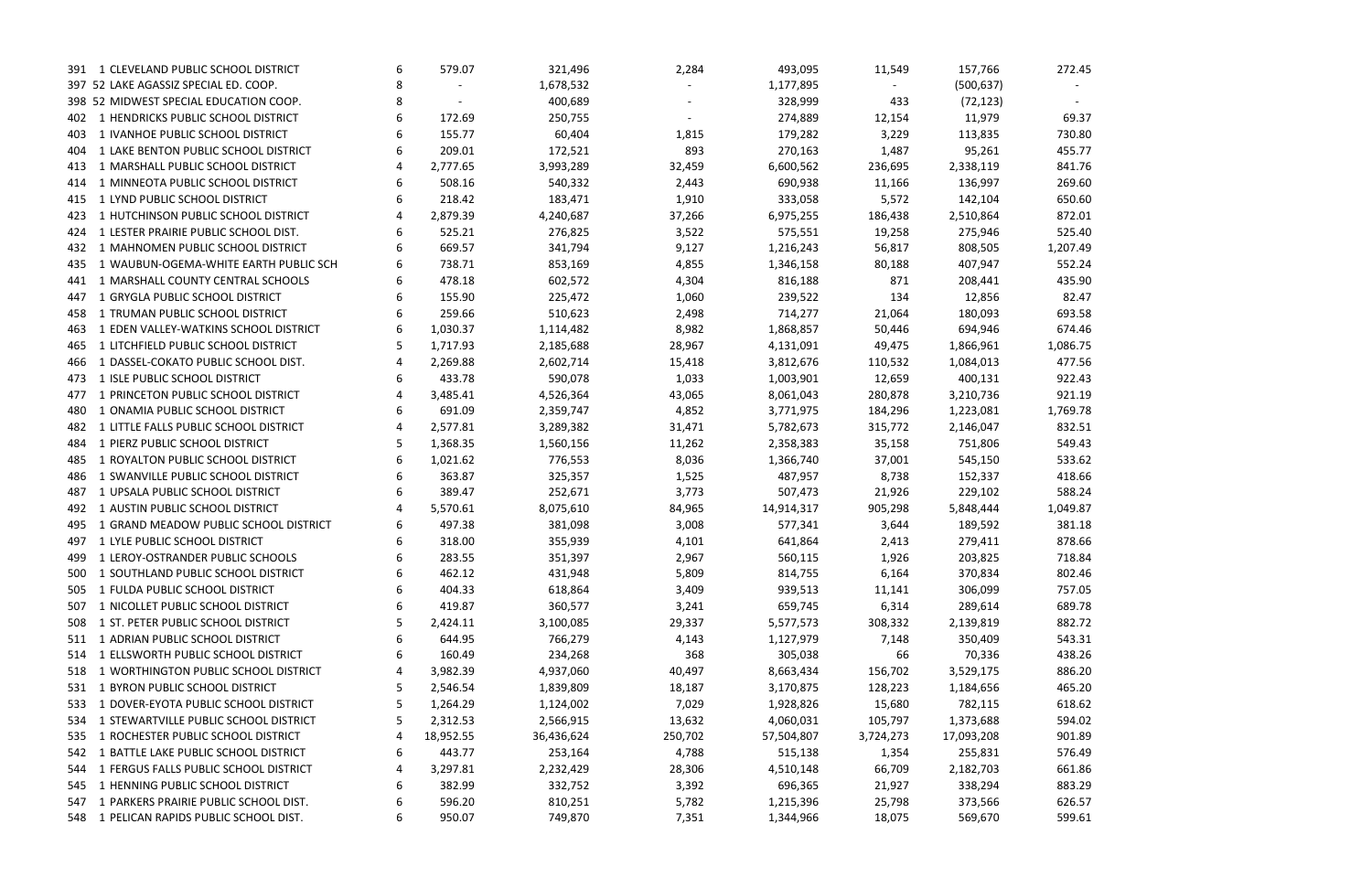| | | | | | | | | | |
|---|---|---|---|---|---|---|---|---|---|
| 391 | 1 CLEVELAND PUBLIC SCHOOL DISTRICT | 6 | 579.07 | 321,496 | 2,284 | 493,095 | 11,549 | 157,766 | 272.45 |
| 397 | 52 LAKE AGASSIZ SPECIAL ED. COOP. | 8 | - | 1,678,532 | - | 1,177,895 | - | (500,637) | - |
| 398 | 52 MIDWEST SPECIAL EDUCATION COOP. | 8 | - | 400,689 | - | 328,999 | 433 | (72,123) | - |
| 402 | 1 HENDRICKS PUBLIC SCHOOL DISTRICT | 6 | 172.69 | 250,755 | - | 274,889 | 12,154 | 11,979 | 69.37 |
| 403 | 1 IVANHOE PUBLIC SCHOOL DISTRICT | 6 | 155.77 | 60,404 | 1,815 | 179,282 | 3,229 | 113,835 | 730.80 |
| 404 | 1 LAKE BENTON PUBLIC SCHOOL DISTRICT | 6 | 209.01 | 172,521 | 893 | 270,163 | 1,487 | 95,261 | 455.77 |
| 413 | 1 MARSHALL PUBLIC SCHOOL DISTRICT | 4 | 2,777.65 | 3,993,289 | 32,459 | 6,600,562 | 236,695 | 2,338,119 | 841.76 |
| 414 | 1 MINNEOTA PUBLIC SCHOOL DISTRICT | 6 | 508.16 | 540,332 | 2,443 | 690,938 | 11,166 | 136,997 | 269.60 |
| 415 | 1 LYND PUBLIC SCHOOL DISTRICT | 6 | 218.42 | 183,471 | 1,910 | 333,058 | 5,572 | 142,104 | 650.60 |
| 423 | 1 HUTCHINSON PUBLIC SCHOOL DISTRICT | 4 | 2,879.39 | 4,240,687 | 37,266 | 6,975,255 | 186,438 | 2,510,864 | 872.01 |
| 424 | 1 LESTER PRAIRIE PUBLIC SCHOOL DIST. | 6 | 525.21 | 276,825 | 3,522 | 575,551 | 19,258 | 275,946 | 525.40 |
| 432 | 1 MAHNOMEN PUBLIC SCHOOL DISTRICT | 6 | 669.57 | 341,794 | 9,127 | 1,216,243 | 56,817 | 808,505 | 1,207.49 |
| 435 | 1 WAUBUN-OGEMA-WHITE EARTH PUBLIC SCH | 6 | 738.71 | 853,169 | 4,855 | 1,346,158 | 80,188 | 407,947 | 552.24 |
| 441 | 1 MARSHALL COUNTY CENTRAL SCHOOLS | 6 | 478.18 | 602,572 | 4,304 | 816,188 | 871 | 208,441 | 435.90 |
| 447 | 1 GRYGLA PUBLIC SCHOOL DISTRICT | 6 | 155.90 | 225,472 | 1,060 | 239,522 | 134 | 12,856 | 82.47 |
| 458 | 1 TRUMAN PUBLIC SCHOOL DISTRICT | 6 | 259.66 | 510,623 | 2,498 | 714,277 | 21,064 | 180,093 | 693.58 |
| 463 | 1 EDEN VALLEY-WATKINS SCHOOL DISTRICT | 6 | 1,030.37 | 1,114,482 | 8,982 | 1,868,857 | 50,446 | 694,946 | 674.46 |
| 465 | 1 LITCHFIELD PUBLIC SCHOOL DISTRICT | 5 | 1,717.93 | 2,185,688 | 28,967 | 4,131,091 | 49,475 | 1,866,961 | 1,086.75 |
| 466 | 1 DASSEL-COKATO PUBLIC SCHOOL DIST. | 4 | 2,269.88 | 2,602,714 | 15,418 | 3,812,676 | 110,532 | 1,084,013 | 477.56 |
| 473 | 1 ISLE PUBLIC SCHOOL DISTRICT | 6 | 433.78 | 590,078 | 1,033 | 1,003,901 | 12,659 | 400,131 | 922.43 |
| 477 | 1 PRINCETON PUBLIC SCHOOL DISTRICT | 4 | 3,485.41 | 4,526,364 | 43,065 | 8,061,043 | 280,878 | 3,210,736 | 921.19 |
| 480 | 1 ONAMIA PUBLIC SCHOOL DISTRICT | 6 | 691.09 | 2,359,747 | 4,852 | 3,771,975 | 184,296 | 1,223,081 | 1,769.78 |
| 482 | 1 LITTLE FALLS PUBLIC SCHOOL DISTRICT | 4 | 2,577.81 | 3,289,382 | 31,471 | 5,782,673 | 315,772 | 2,146,047 | 832.51 |
| 484 | 1 PIERZ PUBLIC SCHOOL DISTRICT | 5 | 1,368.35 | 1,560,156 | 11,262 | 2,358,383 | 35,158 | 751,806 | 549.43 |
| 485 | 1 ROYALTON PUBLIC SCHOOL DISTRICT | 6 | 1,021.62 | 776,553 | 8,036 | 1,366,740 | 37,001 | 545,150 | 533.62 |
| 486 | 1 SWANVILLE PUBLIC SCHOOL DISTRICT | 6 | 363.87 | 325,357 | 1,525 | 487,957 | 8,738 | 152,337 | 418.66 |
| 487 | 1 UPSALA PUBLIC SCHOOL DISTRICT | 6 | 389.47 | 252,671 | 3,773 | 507,473 | 21,926 | 229,102 | 588.24 |
| 492 | 1 AUSTIN PUBLIC SCHOOL DISTRICT | 4 | 5,570.61 | 8,075,610 | 84,965 | 14,914,317 | 905,298 | 5,848,444 | 1,049.87 |
| 495 | 1 GRAND MEADOW PUBLIC SCHOOL DISTRICT | 6 | 497.38 | 381,098 | 3,008 | 577,341 | 3,644 | 189,592 | 381.18 |
| 497 | 1 LYLE PUBLIC SCHOOL DISTRICT | 6 | 318.00 | 355,939 | 4,101 | 641,864 | 2,413 | 279,411 | 878.66 |
| 499 | 1 LEROY-OSTRANDER PUBLIC SCHOOLS | 6 | 283.55 | 351,397 | 2,967 | 560,115 | 1,926 | 203,825 | 718.84 |
| 500 | 1 SOUTHLAND PUBLIC SCHOOL DISTRICT | 6 | 462.12 | 431,948 | 5,809 | 814,755 | 6,164 | 370,834 | 802.46 |
| 505 | 1 FULDA PUBLIC SCHOOL DISTRICT | 6 | 404.33 | 618,864 | 3,409 | 939,513 | 11,141 | 306,099 | 757.05 |
| 507 | 1 NICOLLET PUBLIC SCHOOL DISTRICT | 6 | 419.87 | 360,577 | 3,241 | 659,745 | 6,314 | 289,614 | 689.78 |
| 508 | 1 ST. PETER PUBLIC SCHOOL DISTRICT | 5 | 2,424.11 | 3,100,085 | 29,337 | 5,577,573 | 308,332 | 2,139,819 | 882.72 |
| 511 | 1 ADRIAN PUBLIC SCHOOL DISTRICT | 6 | 644.95 | 766,279 | 4,143 | 1,127,979 | 7,148 | 350,409 | 543.31 |
| 514 | 1 ELLSWORTH PUBLIC SCHOOL DISTRICT | 6 | 160.49 | 234,268 | 368 | 305,038 | 66 | 70,336 | 438.26 |
| 518 | 1 WORTHINGTON PUBLIC SCHOOL DISTRICT | 4 | 3,982.39 | 4,937,060 | 40,497 | 8,663,434 | 156,702 | 3,529,175 | 886.20 |
| 531 | 1 BYRON PUBLIC SCHOOL DISTRICT | 5 | 2,546.54 | 1,839,809 | 18,187 | 3,170,875 | 128,223 | 1,184,656 | 465.20 |
| 533 | 1 DOVER-EYOTA PUBLIC SCHOOL DISTRICT | 5 | 1,264.29 | 1,124,002 | 7,029 | 1,928,826 | 15,680 | 782,115 | 618.62 |
| 534 | 1 STEWARTVILLE PUBLIC SCHOOL DISTRICT | 5 | 2,312.53 | 2,566,915 | 13,632 | 4,060,031 | 105,797 | 1,373,688 | 594.02 |
| 535 | 1 ROCHESTER PUBLIC SCHOOL DISTRICT | 4 | 18,952.55 | 36,436,624 | 250,702 | 57,504,807 | 3,724,273 | 17,093,208 | 901.89 |
| 542 | 1 BATTLE LAKE PUBLIC SCHOOL DISTRICT | 6 | 443.77 | 253,164 | 4,788 | 515,138 | 1,354 | 255,831 | 576.49 |
| 544 | 1 FERGUS FALLS PUBLIC SCHOOL DISTRICT | 4 | 3,297.81 | 2,232,429 | 28,306 | 4,510,148 | 66,709 | 2,182,703 | 661.86 |
| 545 | 1 HENNING PUBLIC SCHOOL DISTRICT | 6 | 382.99 | 332,752 | 3,392 | 696,365 | 21,927 | 338,294 | 883.29 |
| 547 | 1 PARKERS PRAIRIE PUBLIC SCHOOL DIST. | 6 | 596.20 | 810,251 | 5,782 | 1,215,396 | 25,798 | 373,566 | 626.57 |
| 548 | 1 PELICAN RAPIDS PUBLIC SCHOOL DIST. | 6 | 950.07 | 749,870 | 7,351 | 1,344,966 | 18,075 | 569,670 | 599.61 |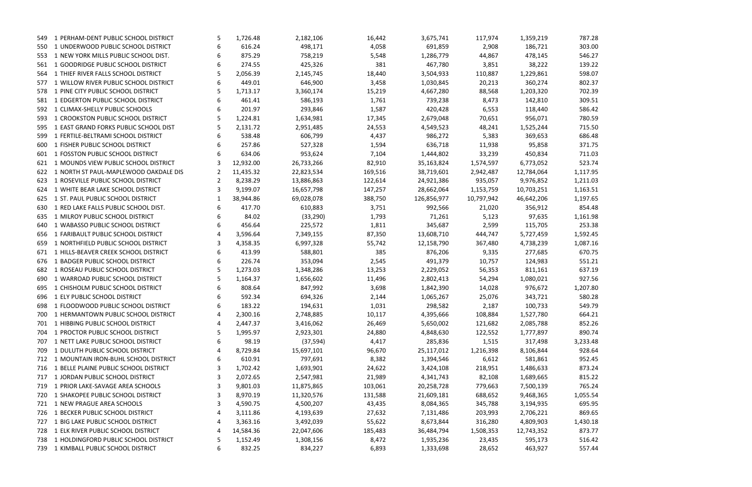| | | | | | | | | | |
|---|---|---|---|---|---|---|---|---|---|
| 549 | 1 PERHAM-DENT PUBLIC SCHOOL DISTRICT | 5 | 1,726.48 | 2,182,106 | 16,442 | 3,675,741 | 117,974 | 1,359,219 | 787.28 |
| 550 | 1 UNDERWOOD PUBLIC SCHOOL DISTRICT | 6 | 616.24 | 498,171 | 4,058 | 691,859 | 2,908 | 186,721 | 303.00 |
| 553 | 1 NEW YORK MILLS PUBLIC SCHOOL DIST. | 6 | 875.29 | 758,219 | 5,548 | 1,286,779 | 44,867 | 478,145 | 546.27 |
| 561 | 1 GOODRIDGE PUBLIC SCHOOL DISTRICT | 6 | 274.55 | 425,326 | 381 | 467,780 | 3,851 | 38,222 | 139.22 |
| 564 | 1 THIEF RIVER FALLS SCHOOL DISTRICT | 5 | 2,056.39 | 2,145,745 | 18,440 | 3,504,933 | 110,887 | 1,229,861 | 598.07 |
| 577 | 1 WILLOW RIVER PUBLIC SCHOOL DISTRICT | 6 | 449.01 | 646,900 | 3,458 | 1,030,845 | 20,213 | 360,274 | 802.37 |
| 578 | 1 PINE CITY PUBLIC SCHOOL DISTRICT | 5 | 1,713.17 | 3,360,174 | 15,219 | 4,667,280 | 88,568 | 1,203,320 | 702.39 |
| 581 | 1 EDGERTON PUBLIC SCHOOL DISTRICT | 6 | 461.41 | 586,193 | 1,761 | 739,238 | 8,473 | 142,810 | 309.51 |
| 592 | 1 CLIMAX-SHELLY PUBLIC SCHOOLS | 6 | 201.97 | 293,846 | 1,587 | 420,428 | 6,553 | 118,440 | 586.42 |
| 593 | 1 CROOKSTON PUBLIC SCHOOL DISTRICT | 5 | 1,224.81 | 1,634,981 | 17,345 | 2,679,048 | 70,651 | 956,071 | 780.59 |
| 595 | 1 EAST GRAND FORKS PUBLIC SCHOOL DIST | 5 | 2,131.72 | 2,951,485 | 24,553 | 4,549,523 | 48,241 | 1,525,244 | 715.50 |
| 599 | 1 FERTILE-BELTRAMI SCHOOL DISTRICT | 6 | 538.48 | 606,799 | 4,437 | 986,272 | 5,383 | 369,653 | 686.48 |
| 600 | 1 FISHER PUBLIC SCHOOL DISTRICT | 6 | 257.86 | 527,328 | 1,594 | 636,718 | 11,938 | 95,858 | 371.75 |
| 601 | 1 FOSSTON PUBLIC SCHOOL DISTRICT | 6 | 634.06 | 953,624 | 7,104 | 1,444,802 | 33,239 | 450,834 | 711.03 |
| 621 | 1 MOUNDS VIEW PUBLIC SCHOOL DISTRICT | 3 | 12,932.00 | 26,733,266 | 82,910 | 35,163,824 | 1,574,597 | 6,773,052 | 523.74 |
| 622 | 1 NORTH ST PAUL-MAPLEWOOD OAKDALE DIS | 2 | 11,435.32 | 22,823,534 | 169,516 | 38,719,601 | 2,942,487 | 12,784,064 | 1,117.95 |
| 623 | 1 ROSEVILLE PUBLIC SCHOOL DISTRICT | 2 | 8,238.29 | 13,886,863 | 122,614 | 24,921,386 | 935,057 | 9,976,852 | 1,211.03 |
| 624 | 1 WHITE BEAR LAKE SCHOOL DISTRICT | 3 | 9,199.07 | 16,657,798 | 147,257 | 28,662,064 | 1,153,759 | 10,703,251 | 1,163.51 |
| 625 | 1 ST. PAUL PUBLIC SCHOOL DISTRICT | 1 | 38,944.86 | 69,028,078 | 388,750 | 126,856,977 | 10,797,942 | 46,642,206 | 1,197.65 |
| 630 | 1 RED LAKE FALLS PUBLIC SCHOOL DIST. | 6 | 417.70 | 610,883 | 3,751 | 992,566 | 21,020 | 356,912 | 854.48 |
| 635 | 1 MILROY PUBLIC SCHOOL DISTRICT | 6 | 84.02 | (33,290) | 1,793 | 71,261 | 5,123 | 97,635 | 1,161.98 |
| 640 | 1 WABASSO PUBLIC SCHOOL DISTRICT | 6 | 456.64 | 225,572 | 1,811 | 345,687 | 2,599 | 115,705 | 253.38 |
| 656 | 1 FARIBAULT PUBLIC SCHOOL DISTRICT | 4 | 3,596.64 | 7,349,155 | 87,350 | 13,608,710 | 444,747 | 5,727,459 | 1,592.45 |
| 659 | 1 NORTHFIELD PUBLIC SCHOOL DISTRICT | 3 | 4,358.35 | 6,997,328 | 55,742 | 12,158,790 | 367,480 | 4,738,239 | 1,087.16 |
| 671 | 1 HILLS-BEAVER CREEK SCHOOL DISTRICT | 6 | 413.99 | 588,801 | 385 | 876,206 | 9,335 | 277,685 | 670.75 |
| 676 | 1 BADGER PUBLIC SCHOOL DISTRICT | 6 | 226.74 | 353,094 | 2,545 | 491,379 | 10,757 | 124,983 | 551.21 |
| 682 | 1 ROSEAU PUBLIC SCHOOL DISTRICT | 5 | 1,273.03 | 1,348,286 | 13,253 | 2,229,052 | 56,353 | 811,161 | 637.19 |
| 690 | 1 WARROAD PUBLIC SCHOOL DISTRICT | 5 | 1,164.37 | 1,656,602 | 11,496 | 2,802,413 | 54,294 | 1,080,021 | 927.56 |
| 695 | 1 CHISHOLM PUBLIC SCHOOL DISTRICT | 6 | 808.64 | 847,992 | 3,698 | 1,842,390 | 14,028 | 976,672 | 1,207.80 |
| 696 | 1 ELY PUBLIC SCHOOL DISTRICT | 6 | 592.34 | 694,326 | 2,144 | 1,065,267 | 25,076 | 343,721 | 580.28 |
| 698 | 1 FLOODWOOD PUBLIC SCHOOL DISTRICT | 6 | 183.22 | 194,631 | 1,031 | 298,582 | 2,187 | 100,733 | 549.79 |
| 700 | 1 HERMANTOWN PUBLIC SCHOOL DISTRICT | 4 | 2,300.16 | 2,748,885 | 10,117 | 4,395,666 | 108,884 | 1,527,780 | 664.21 |
| 701 | 1 HIBBING PUBLIC SCHOOL DISTRICT | 4 | 2,447.37 | 3,416,062 | 26,469 | 5,650,002 | 121,682 | 2,085,788 | 852.26 |
| 704 | 1 PROCTOR PUBLIC SCHOOL DISTRICT | 5 | 1,995.97 | 2,923,301 | 24,880 | 4,848,630 | 122,552 | 1,777,897 | 890.74 |
| 707 | 1 NETT LAKE PUBLIC SCHOOL DISTRICT | 6 | 98.19 | (37,594) | 4,417 | 285,836 | 1,515 | 317,498 | 3,233.48 |
| 709 | 1 DULUTH PUBLIC SCHOOL DISTRICT | 4 | 8,729.84 | 15,697,101 | 96,670 | 25,117,012 | 1,216,398 | 8,106,844 | 928.64 |
| 712 | 1 MOUNTAIN IRON-BUHL SCHOOL DISTRICT | 6 | 610.91 | 797,691 | 8,382 | 1,394,546 | 6,612 | 581,861 | 952.45 |
| 716 | 1 BELLE PLAINE PUBLIC SCHOOL DISTRICT | 3 | 1,702.42 | 1,693,901 | 24,622 | 3,424,108 | 218,951 | 1,486,633 | 873.24 |
| 717 | 1 JORDAN PUBLIC SCHOOL DISTRICT | 3 | 2,072.65 | 2,547,981 | 21,989 | 4,341,743 | 82,108 | 1,689,665 | 815.22 |
| 719 | 1 PRIOR LAKE-SAVAGE AREA SCHOOLS | 3 | 9,801.03 | 11,875,865 | 103,061 | 20,258,728 | 779,663 | 7,500,139 | 765.24 |
| 720 | 1 SHAKOPEE PUBLIC SCHOOL DISTRICT | 3 | 8,970.19 | 11,320,576 | 131,588 | 21,609,181 | 688,652 | 9,468,365 | 1,055.54 |
| 721 | 1 NEW PRAGUE AREA SCHOOLS | 3 | 4,590.75 | 4,500,207 | 43,435 | 8,084,365 | 345,788 | 3,194,935 | 695.95 |
| 726 | 1 BECKER PUBLIC SCHOOL DISTRICT | 4 | 3,111.86 | 4,193,639 | 27,632 | 7,131,486 | 203,993 | 2,706,221 | 869.65 |
| 727 | 1 BIG LAKE PUBLIC SCHOOL DISTRICT | 4 | 3,363.16 | 3,492,039 | 55,622 | 8,673,844 | 316,280 | 4,809,903 | 1,430.18 |
| 728 | 1 ELK RIVER PUBLIC SCHOOL DISTRICT | 4 | 14,584.36 | 22,047,606 | 185,483 | 36,484,794 | 1,508,353 | 12,743,352 | 873.77 |
| 738 | 1 HOLDINGFORD PUBLIC SCHOOL DISTRICT | 5 | 1,152.49 | 1,308,156 | 8,472 | 1,935,236 | 23,435 | 595,173 | 516.42 |
| 739 | 1 KIMBALL PUBLIC SCHOOL DISTRICT | 6 | 832.25 | 834,227 | 6,893 | 1,333,698 | 28,652 | 463,927 | 557.44 |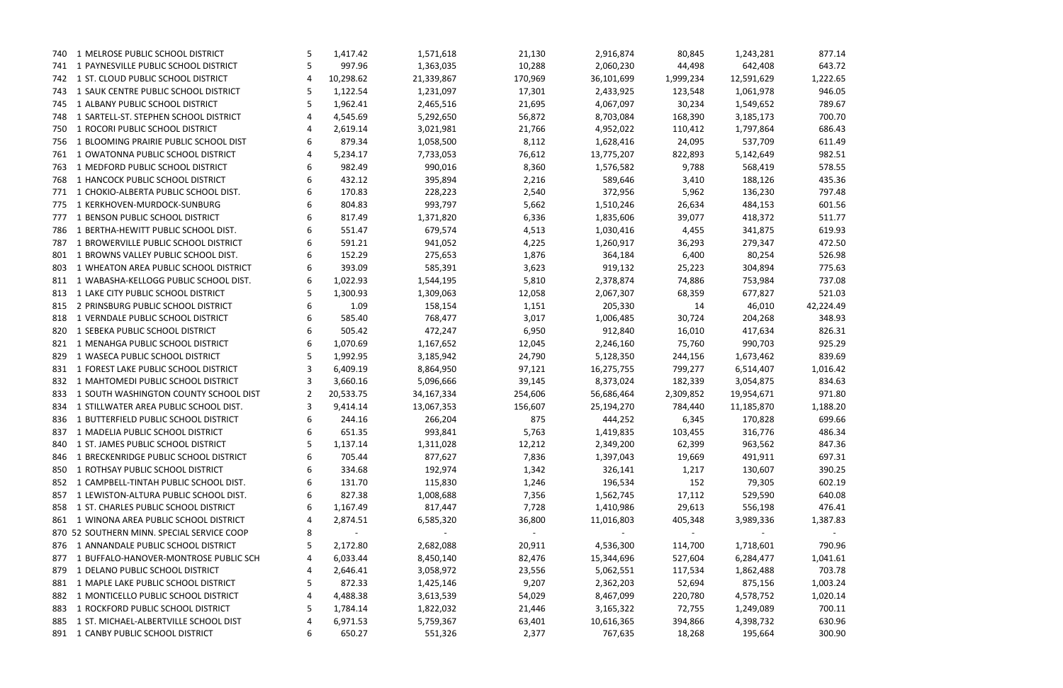| | | | | | | | | | | |
|---|---|---|---|---|---|---|---|---|---|---|
| 740 | 1 | MELROSE PUBLIC SCHOOL DISTRICT | 5 | 1,417.42 | 1,571,618 | 21,130 | 2,916,874 | 80,845 | 1,243,281 | 877.14 |
| 741 | 1 | PAYNESVILLE PUBLIC SCHOOL DISTRICT | 5 | 997.96 | 1,363,035 | 10,288 | 2,060,230 | 44,498 | 642,408 | 643.72 |
| 742 | 1 | ST. CLOUD PUBLIC SCHOOL DISTRICT | 4 | 10,298.62 | 21,339,867 | 170,969 | 36,101,699 | 1,999,234 | 12,591,629 | 1,222.65 |
| 743 | 1 | SAUK CENTRE PUBLIC SCHOOL DISTRICT | 5 | 1,122.54 | 1,231,097 | 17,301 | 2,433,925 | 123,548 | 1,061,978 | 946.05 |
| 745 | 1 | ALBANY PUBLIC SCHOOL DISTRICT | 5 | 1,962.41 | 2,465,516 | 21,695 | 4,067,097 | 30,234 | 1,549,652 | 789.67 |
| 748 | 1 | SARTELL-ST. STEPHEN SCHOOL DISTRICT | 4 | 4,545.69 | 5,292,650 | 56,872 | 8,703,084 | 168,390 | 3,185,173 | 700.70 |
| 750 | 1 | ROCORI PUBLIC SCHOOL DISTRICT | 4 | 2,619.14 | 3,021,981 | 21,766 | 4,952,022 | 110,412 | 1,797,864 | 686.43 |
| 756 | 1 | BLOOMING PRAIRIE PUBLIC SCHOOL DIST | 6 | 879.34 | 1,058,500 | 8,112 | 1,628,416 | 24,095 | 537,709 | 611.49 |
| 761 | 1 | OWATONNA PUBLIC SCHOOL DISTRICT | 4 | 5,234.17 | 7,733,053 | 76,612 | 13,775,207 | 822,893 | 5,142,649 | 982.51 |
| 763 | 1 | MEDFORD PUBLIC SCHOOL DISTRICT | 6 | 982.49 | 990,016 | 8,360 | 1,576,582 | 9,788 | 568,419 | 578.55 |
| 768 | 1 | HANCOCK PUBLIC SCHOOL DISTRICT | 6 | 432.12 | 395,894 | 2,216 | 589,646 | 3,410 | 188,126 | 435.36 |
| 771 | 1 | CHOKIO-ALBERTA PUBLIC SCHOOL DIST. | 6 | 170.83 | 228,223 | 2,540 | 372,956 | 5,962 | 136,230 | 797.48 |
| 775 | 1 | KERKHOVEN-MURDOCK-SUNBURG | 6 | 804.83 | 993,797 | 5,662 | 1,510,246 | 26,634 | 484,153 | 601.56 |
| 777 | 1 | BENSON PUBLIC SCHOOL DISTRICT | 6 | 817.49 | 1,371,820 | 6,336 | 1,835,606 | 39,077 | 418,372 | 511.77 |
| 786 | 1 | BERTHA-HEWITT PUBLIC SCHOOL DIST. | 6 | 551.47 | 679,574 | 4,513 | 1,030,416 | 4,455 | 341,875 | 619.93 |
| 787 | 1 | BROWERVILLE PUBLIC SCHOOL DISTRICT | 6 | 591.21 | 941,052 | 4,225 | 1,260,917 | 36,293 | 279,347 | 472.50 |
| 801 | 1 | BROWNS VALLEY PUBLIC SCHOOL DIST. | 6 | 152.29 | 275,653 | 1,876 | 364,184 | 6,400 | 80,254 | 526.98 |
| 803 | 1 | WHEATON AREA PUBLIC SCHOOL DISTRICT | 6 | 393.09 | 585,391 | 3,623 | 919,132 | 25,223 | 304,894 | 775.63 |
| 811 | 1 | WABASHA-KELLOGG PUBLIC SCHOOL DIST. | 6 | 1,022.93 | 1,544,195 | 5,810 | 2,378,874 | 74,886 | 753,984 | 737.08 |
| 813 | 1 | LAKE CITY PUBLIC SCHOOL DISTRICT | 5 | 1,300.93 | 1,309,063 | 12,058 | 2,067,307 | 68,359 | 677,827 | 521.03 |
| 815 | 2 | PRINSBURG PUBLIC SCHOOL DISTRICT | 6 | 1.09 | 158,154 | 1,151 | 205,330 | 14 | 46,010 | 42,224.49 |
| 818 | 1 | VERNDALE PUBLIC SCHOOL DISTRICT | 6 | 585.40 | 768,477 | 3,017 | 1,006,485 | 30,724 | 204,268 | 348.93 |
| 820 | 1 | SEBEKA PUBLIC SCHOOL DISTRICT | 6 | 505.42 | 472,247 | 6,950 | 912,840 | 16,010 | 417,634 | 826.31 |
| 821 | 1 | MENAHGA PUBLIC SCHOOL DISTRICT | 6 | 1,070.69 | 1,167,652 | 12,045 | 2,246,160 | 75,760 | 990,703 | 925.29 |
| 829 | 1 | WASECA PUBLIC SCHOOL DISTRICT | 5 | 1,992.95 | 3,185,942 | 24,790 | 5,128,350 | 244,156 | 1,673,462 | 839.69 |
| 831 | 1 | FOREST LAKE PUBLIC SCHOOL DISTRICT | 3 | 6,409.19 | 8,864,950 | 97,121 | 16,275,755 | 799,277 | 6,514,407 | 1,016.42 |
| 832 | 1 | MAHTOMEDI PUBLIC SCHOOL DISTRICT | 3 | 3,660.16 | 5,096,666 | 39,145 | 8,373,024 | 182,339 | 3,054,875 | 834.63 |
| 833 | 1 | SOUTH WASHINGTON COUNTY SCHOOL DIST | 2 | 20,533.75 | 34,167,334 | 254,606 | 56,686,464 | 2,309,852 | 19,954,671 | 971.80 |
| 834 | 1 | STILLWATER AREA PUBLIC SCHOOL DIST. | 3 | 9,414.14 | 13,067,353 | 156,607 | 25,194,270 | 784,440 | 11,185,870 | 1,188.20 |
| 836 | 1 | BUTTERFIELD PUBLIC SCHOOL DISTRICT | 6 | 244.16 | 266,204 | 875 | 444,252 | 6,345 | 170,828 | 699.66 |
| 837 | 1 | MADELIA PUBLIC SCHOOL DISTRICT | 6 | 651.35 | 993,841 | 5,763 | 1,419,835 | 103,455 | 316,776 | 486.34 |
| 840 | 1 | ST. JAMES PUBLIC SCHOOL DISTRICT | 5 | 1,137.14 | 1,311,028 | 12,212 | 2,349,200 | 62,399 | 963,562 | 847.36 |
| 846 | 1 | BRECKENRIDGE PUBLIC SCHOOL DISTRICT | 6 | 705.44 | 877,627 | 7,836 | 1,397,043 | 19,669 | 491,911 | 697.31 |
| 850 | 1 | ROTHSAY PUBLIC SCHOOL DISTRICT | 6 | 334.68 | 192,974 | 1,342 | 326,141 | 1,217 | 130,607 | 390.25 |
| 852 | 1 | CAMPBELL-TINTAH PUBLIC SCHOOL DIST. | 6 | 131.70 | 115,830 | 1,246 | 196,534 | 152 | 79,305 | 602.19 |
| 857 | 1 | LEWISTON-ALTURA PUBLIC SCHOOL DIST. | 6 | 827.38 | 1,008,688 | 7,356 | 1,562,745 | 17,112 | 529,590 | 640.08 |
| 858 | 1 | ST. CHARLES PUBLIC SCHOOL DISTRICT | 6 | 1,167.49 | 817,447 | 7,728 | 1,410,986 | 29,613 | 556,198 | 476.41 |
| 861 | 1 | WINONA AREA PUBLIC SCHOOL DISTRICT | 4 | 2,874.51 | 6,585,320 | 36,800 | 11,016,803 | 405,348 | 3,989,336 | 1,387.83 |
| 870 | 52 | SOUTHERN MINN. SPECIAL SERVICE COOP | 8 | - | - | - | - | - | - | - |
| 876 | 1 | ANNANDALE PUBLIC SCHOOL DISTRICT | 5 | 2,172.80 | 2,682,088 | 20,911 | 4,536,300 | 114,700 | 1,718,601 | 790.96 |
| 877 | 1 | BUFFALO-HANOVER-MONTROSE PUBLIC SCH | 4 | 6,033.44 | 8,450,140 | 82,476 | 15,344,696 | 527,604 | 6,284,477 | 1,041.61 |
| 879 | 1 | DELANO PUBLIC SCHOOL DISTRICT | 4 | 2,646.41 | 3,058,972 | 23,556 | 5,062,551 | 117,534 | 1,862,488 | 703.78 |
| 881 | 1 | MAPLE LAKE PUBLIC SCHOOL DISTRICT | 5 | 872.33 | 1,425,146 | 9,207 | 2,362,203 | 52,694 | 875,156 | 1,003.24 |
| 882 | 1 | MONTICELLO PUBLIC SCHOOL DISTRICT | 4 | 4,488.38 | 3,613,539 | 54,029 | 8,467,099 | 220,780 | 4,578,752 | 1,020.14 |
| 883 | 1 | ROCKFORD PUBLIC SCHOOL DISTRICT | 5 | 1,784.14 | 1,822,032 | 21,446 | 3,165,322 | 72,755 | 1,249,089 | 700.11 |
| 885 | 1 | ST. MICHAEL-ALBERTVILLE SCHOOL DIST | 4 | 6,971.53 | 5,759,367 | 63,401 | 10,616,365 | 394,866 | 4,398,732 | 630.96 |
| 891 | 1 | CANBY PUBLIC SCHOOL DISTRICT | 6 | 650.27 | 551,326 | 2,377 | 767,635 | 18,268 | 195,664 | 300.90 |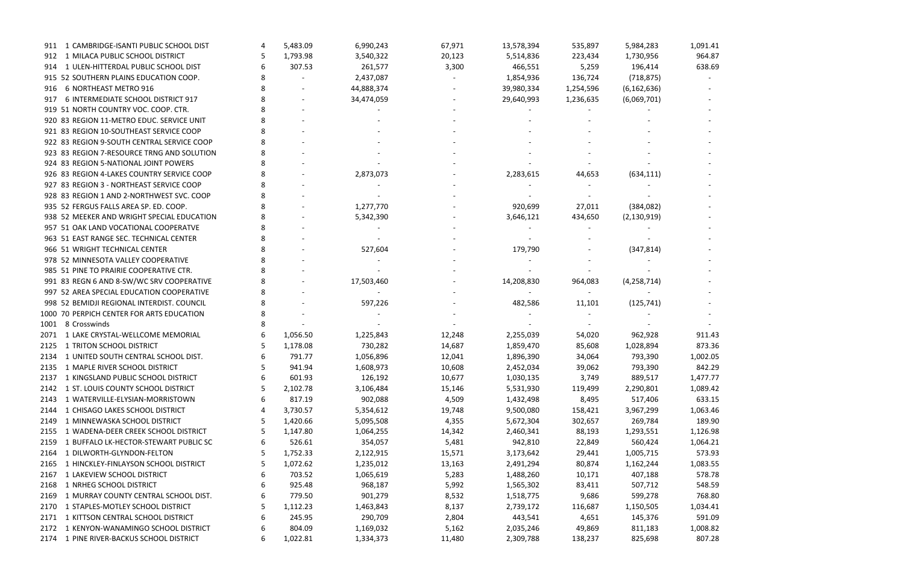| | | | | | | | | | |
|---|---|---|---|---|---|---|---|---|---|
| 911 | 1 CAMBRIDGE-ISANTI PUBLIC SCHOOL DIST | 4 | 5,483.09 | 6,990,243 | 67,971 | 13,578,394 | 535,897 | 5,984,283 | 1,091.41 |
| 912 | 1 MILACA PUBLIC SCHOOL DISTRICT | 5 | 1,793.98 | 3,540,322 | 20,123 | 5,514,836 | 223,434 | 1,730,956 | 964.87 |
| 914 | 1 ULEN-HITTERDAL PUBLIC SCHOOL DIST | 6 | 307.53 | 261,577 | 3,300 | 466,551 | 5,259 | 196,414 | 638.69 |
| 915 | 52 SOUTHERN PLAINS EDUCATION COOP. | 8 | - | 2,437,087 | - | 1,854,936 | 136,724 | (718,875) | - |
| 916 | 6 NORTHEAST METRO 916 | 8 | - | 44,888,374 | - | 39,980,334 | 1,254,596 | (6,162,636) | - |
| 917 | 6 INTERMEDIATE SCHOOL DISTRICT 917 | 8 | - | 34,474,059 | - | 29,640,993 | 1,236,635 | (6,069,701) | - |
| 919 | 51 NORTH COUNTRY VOC. COOP. CTR. | 8 | - | - | - | - | - | - | - |
| 920 | 83 REGION 11-METRO EDUC. SERVICE UNIT | 8 | - | - | - | - | - | - | - |
| 921 | 83 REGION 10-SOUTHEAST SERVICE COOP | 8 | - | - | - | - | - | - | - |
| 922 | 83 REGION 9-SOUTH CENTRAL SERVICE COOP | 8 | - | - | - | - | - | - | - |
| 923 | 83 REGION 7-RESOURCE TRNG AND SOLUTION | 8 | - | - | - | - | - | - | - |
| 924 | 83 REGION 5-NATIONAL JOINT POWERS | 8 | - | - | - | - | - | - | - |
| 926 | 83 REGION 4-LAKES COUNTRY SERVICE COOP | 8 | - | 2,873,073 | - | 2,283,615 | 44,653 | (634,111) | - |
| 927 | 83 REGION 3 - NORTHEAST SERVICE COOP | 8 | - | - | - | - | - | - | - |
| 928 | 83 REGION 1 AND 2-NORTHWEST SVC. COOP | 8 | - | - | - | - | - | - | - |
| 935 | 52 FERGUS FALLS AREA SP. ED. COOP. | 8 | - | 1,277,770 | - | 920,699 | 27,011 | (384,082) | - |
| 938 | 52 MEEKER AND WRIGHT SPECIAL EDUCATION | 8 | - | 5,342,390 | - | 3,646,121 | 434,650 | (2,130,919) | - |
| 957 | 51 OAK LAND VOCATIONAL COOPERATVE | 8 | - | - | - | - | - | - | - |
| 963 | 51 EAST RANGE SEC. TECHNICAL CENTER | 8 | - | - | - | - | - | - | - |
| 966 | 51 WRIGHT TECHNICAL CENTER | 8 | - | 527,604 | - | 179,790 | - | (347,814) | - |
| 978 | 52 MINNESOTA VALLEY COOPERATIVE | 8 | - | - | - | - | - | - | - |
| 985 | 51 PINE TO PRAIRIE COOPERATIVE CTR. | 8 | - | - | - | - | - | - | - |
| 991 | 83 REGN 6 AND 8-SW/WC SRV COOPERATIVE | 8 | - | 17,503,460 | - | 14,208,830 | 964,083 | (4,258,714) | - |
| 997 | 52 AREA SPECIAL EDUCATION COOPERATIVE | 8 | - | - | - | - | - | - | - |
| 998 | 52 BEMIDJI REGIONAL INTERDIST. COUNCIL | 8 | - | 597,226 | - | 482,586 | 11,101 | (125,741) | - |
| 1000 | 70 PERPICH CENTER FOR ARTS EDUCATION | 8 | - | - | - | - | - | - | - |
| 1001 | 8 Crosswinds | 8 | - | - | - | - | - | - | - |
| 2071 | 1 LAKE CRYSTAL-WELLCOME MEMORIAL | 6 | 1,056.50 | 1,225,843 | 12,248 | 2,255,039 | 54,020 | 962,928 | 911.43 |
| 2125 | 1 TRITON SCHOOL DISTRICT | 5 | 1,178.08 | 730,282 | 14,687 | 1,859,470 | 85,608 | 1,028,894 | 873.36 |
| 2134 | 1 UNITED SOUTH CENTRAL SCHOOL DIST. | 6 | 791.77 | 1,056,896 | 12,041 | 1,896,390 | 34,064 | 793,390 | 1,002.05 |
| 2135 | 1 MAPLE RIVER SCHOOL DISTRICT | 5 | 941.94 | 1,608,973 | 10,608 | 2,452,034 | 39,062 | 793,390 | 842.29 |
| 2137 | 1 KINGSLAND PUBLIC SCHOOL DISTRICT | 6 | 601.93 | 126,192 | 10,677 | 1,030,135 | 3,749 | 889,517 | 1,477.77 |
| 2142 | 1 ST. LOUIS COUNTY SCHOOL DISTRICT | 5 | 2,102.78 | 3,106,484 | 15,146 | 5,531,930 | 119,499 | 2,290,801 | 1,089.42 |
| 2143 | 1 WATERVILLE-ELYSIAN-MORRISTOWN | 6 | 817.19 | 902,088 | 4,509 | 1,432,498 | 8,495 | 517,406 | 633.15 |
| 2144 | 1 CHISAGO LAKES SCHOOL DISTRICT | 4 | 3,730.57 | 5,354,612 | 19,748 | 9,500,080 | 158,421 | 3,967,299 | 1,063.46 |
| 2149 | 1 MINNEWASKA SCHOOL DISTRICT | 5 | 1,420.66 | 5,095,508 | 4,355 | 5,672,304 | 302,657 | 269,784 | 189.90 |
| 2155 | 1 WADENA-DEER CREEK SCHOOL DISTRICT | 5 | 1,147.80 | 1,064,255 | 14,342 | 2,460,341 | 88,193 | 1,293,551 | 1,126.98 |
| 2159 | 1 BUFFALO LK-HECTOR-STEWART PUBLIC SC | 6 | 526.61 | 354,057 | 5,481 | 942,810 | 22,849 | 560,424 | 1,064.21 |
| 2164 | 1 DILWORTH-GLYNDON-FELTON | 5 | 1,752.33 | 2,122,915 | 15,571 | 3,173,642 | 29,441 | 1,005,715 | 573.93 |
| 2165 | 1 HINCKLEY-FINLAYSON SCHOOL DISTRICT | 5 | 1,072.62 | 1,235,012 | 13,163 | 2,491,294 | 80,874 | 1,162,244 | 1,083.55 |
| 2167 | 1 LAKEVIEW SCHOOL DISTRICT | 6 | 703.52 | 1,065,619 | 5,283 | 1,488,260 | 10,171 | 407,188 | 578.78 |
| 2168 | 1 NRHEG SCHOOL DISTRICT | 6 | 925.48 | 968,187 | 5,992 | 1,565,302 | 83,411 | 507,712 | 548.59 |
| 2169 | 1 MURRAY COUNTY CENTRAL SCHOOL DIST. | 6 | 779.50 | 901,279 | 8,532 | 1,518,775 | 9,686 | 599,278 | 768.80 |
| 2170 | 1 STAPLES-MOTLEY SCHOOL DISTRICT | 5 | 1,112.23 | 1,463,843 | 8,137 | 2,739,172 | 116,687 | 1,150,505 | 1,034.41 |
| 2171 | 1 KITTSON CENTRAL SCHOOL DISTRICT | 6 | 245.95 | 290,709 | 2,804 | 443,541 | 4,651 | 145,376 | 591.09 |
| 2172 | 1 KENYON-WANAMINGO SCHOOL DISTRICT | 6 | 804.09 | 1,169,032 | 5,162 | 2,035,246 | 49,869 | 811,183 | 1,008.82 |
| 2174 | 1 PINE RIVER-BACKUS SCHOOL DISTRICT | 6 | 1,022.81 | 1,334,373 | 11,480 | 2,309,788 | 138,237 | 825,698 | 807.28 |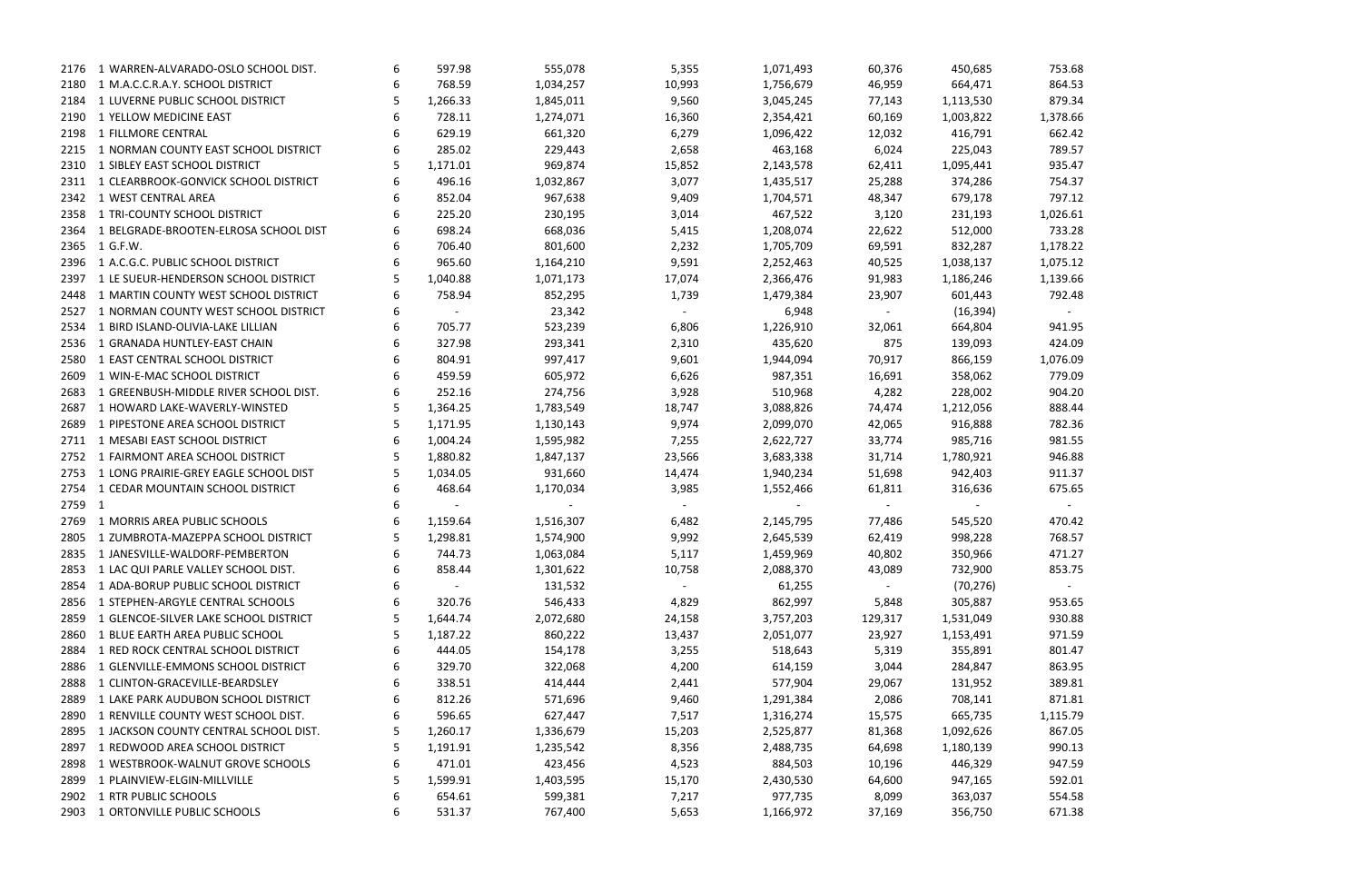| | | | | | | | | | |
|---|---|---|---|---|---|---|---|---|---|
| 2176 | 1 WARREN-ALVARADO-OSLO SCHOOL DIST. | 6 | 597.98 | 555,078 | 5,355 | 1,071,493 | 60,376 | 450,685 | 753.68 |
| 2180 | 1 M.A.C.C.R.A.Y. SCHOOL DISTRICT | 6 | 768.59 | 1,034,257 | 10,993 | 1,756,679 | 46,959 | 664,471 | 864.53 |
| 2184 | 1 LUVERNE PUBLIC SCHOOL DISTRICT | 5 | 1,266.33 | 1,845,011 | 9,560 | 3,045,245 | 77,143 | 1,113,530 | 879.34 |
| 2190 | 1 YELLOW MEDICINE EAST | 6 | 728.11 | 1,274,071 | 16,360 | 2,354,421 | 60,169 | 1,003,822 | 1,378.66 |
| 2198 | 1 FILLMORE CENTRAL | 6 | 629.19 | 661,320 | 6,279 | 1,096,422 | 12,032 | 416,791 | 662.42 |
| 2215 | 1 NORMAN COUNTY EAST SCHOOL DISTRICT | 6 | 285.02 | 229,443 | 2,658 | 463,168 | 6,024 | 225,043 | 789.57 |
| 2310 | 1 SIBLEY EAST SCHOOL DISTRICT | 5 | 1,171.01 | 969,874 | 15,852 | 2,143,578 | 62,411 | 1,095,441 | 935.47 |
| 2311 | 1 CLEARBROOK-GONVICK SCHOOL DISTRICT | 6 | 496.16 | 1,032,867 | 3,077 | 1,435,517 | 25,288 | 374,286 | 754.37 |
| 2342 | 1 WEST CENTRAL AREA | 6 | 852.04 | 967,638 | 9,409 | 1,704,571 | 48,347 | 679,178 | 797.12 |
| 2358 | 1 TRI-COUNTY SCHOOL DISTRICT | 6 | 225.20 | 230,195 | 3,014 | 467,522 | 3,120 | 231,193 | 1,026.61 |
| 2364 | 1 BELGRADE-BROOTEN-ELROSA SCHOOL DIST | 6 | 698.24 | 668,036 | 5,415 | 1,208,074 | 22,622 | 512,000 | 733.28 |
| 2365 | 1 G.F.W. | 6 | 706.40 | 801,600 | 2,232 | 1,705,709 | 69,591 | 832,287 | 1,178.22 |
| 2396 | 1 A.C.G.C. PUBLIC SCHOOL DISTRICT | 6 | 965.60 | 1,164,210 | 9,591 | 2,252,463 | 40,525 | 1,038,137 | 1,075.12 |
| 2397 | 1 LE SUEUR-HENDERSON SCHOOL DISTRICT | 5 | 1,040.88 | 1,071,173 | 17,074 | 2,366,476 | 91,983 | 1,186,246 | 1,139.66 |
| 2448 | 1 MARTIN COUNTY WEST SCHOOL DISTRICT | 6 | 758.94 | 852,295 | 1,739 | 1,479,384 | 23,907 | 601,443 | 792.48 |
| 2527 | 1 NORMAN COUNTY WEST SCHOOL DISTRICT | 6 | - | 23,342 | - | 6,948 | - | (16,394) | - |
| 2534 | 1 BIRD ISLAND-OLIVIA-LAKE LILLIAN | 6 | 705.77 | 523,239 | 6,806 | 1,226,910 | 32,061 | 664,804 | 941.95 |
| 2536 | 1 GRANADA HUNTLEY-EAST CHAIN | 6 | 327.98 | 293,341 | 2,310 | 435,620 | 875 | 139,093 | 424.09 |
| 2580 | 1 EAST CENTRAL SCHOOL DISTRICT | 6 | 804.91 | 997,417 | 9,601 | 1,944,094 | 70,917 | 866,159 | 1,076.09 |
| 2609 | 1 WIN-E-MAC SCHOOL DISTRICT | 6 | 459.59 | 605,972 | 6,626 | 987,351 | 16,691 | 358,062 | 779.09 |
| 2683 | 1 GREENBUSH-MIDDLE RIVER SCHOOL DIST. | 6 | 252.16 | 274,756 | 3,928 | 510,968 | 4,282 | 228,002 | 904.20 |
| 2687 | 1 HOWARD LAKE-WAVERLY-WINSTED | 5 | 1,364.25 | 1,783,549 | 18,747 | 3,088,826 | 74,474 | 1,212,056 | 888.44 |
| 2689 | 1 PIPESTONE AREA SCHOOL DISTRICT | 5 | 1,171.95 | 1,130,143 | 9,974 | 2,099,070 | 42,065 | 916,888 | 782.36 |
| 2711 | 1 MESABI EAST SCHOOL DISTRICT | 6 | 1,004.24 | 1,595,982 | 7,255 | 2,622,727 | 33,774 | 985,716 | 981.55 |
| 2752 | 1 FAIRMONT AREA SCHOOL DISTRICT | 5 | 1,880.82 | 1,847,137 | 23,566 | 3,683,338 | 31,714 | 1,780,921 | 946.88 |
| 2753 | 1 LONG PRAIRIE-GREY EAGLE SCHOOL DIST | 5 | 1,034.05 | 931,660 | 14,474 | 1,940,234 | 51,698 | 942,403 | 911.37 |
| 2754 | 1 CEDAR MOUNTAIN SCHOOL DISTRICT | 6 | 468.64 | 1,170,034 | 3,985 | 1,552,466 | 61,811 | 316,636 | 675.65 |
| 2759 | 1 | 6 | - | - | - | - | - | - | - |
| 2769 | 1 MORRIS AREA PUBLIC SCHOOLS | 6 | 1,159.64 | 1,516,307 | 6,482 | 2,145,795 | 77,486 | 545,520 | 470.42 |
| 2805 | 1 ZUMBROTA-MAZEPPA SCHOOL DISTRICT | 5 | 1,298.81 | 1,574,900 | 9,992 | 2,645,539 | 62,419 | 998,228 | 768.57 |
| 2835 | 1 JANESVILLE-WALDORF-PEMBERTON | 6 | 744.73 | 1,063,084 | 5,117 | 1,459,969 | 40,802 | 350,966 | 471.27 |
| 2853 | 1 LAC QUI PARLE VALLEY SCHOOL DIST. | 6 | 858.44 | 1,301,622 | 10,758 | 2,088,370 | 43,089 | 732,900 | 853.75 |
| 2854 | 1 ADA-BORUP PUBLIC SCHOOL DISTRICT | 6 | - | 131,532 | - | 61,255 | - | (70,276) | - |
| 2856 | 1 STEPHEN-ARGYLE CENTRAL SCHOOLS | 6 | 320.76 | 546,433 | 4,829 | 862,997 | 5,848 | 305,887 | 953.65 |
| 2859 | 1 GLENCOE-SILVER LAKE SCHOOL DISTRICT | 5 | 1,644.74 | 2,072,680 | 24,158 | 3,757,203 | 129,317 | 1,531,049 | 930.88 |
| 2860 | 1 BLUE EARTH AREA PUBLIC SCHOOL | 5 | 1,187.22 | 860,222 | 13,437 | 2,051,077 | 23,927 | 1,153,491 | 971.59 |
| 2884 | 1 RED ROCK CENTRAL SCHOOL DISTRICT | 6 | 444.05 | 154,178 | 3,255 | 518,643 | 5,319 | 355,891 | 801.47 |
| 2886 | 1 GLENVILLE-EMMONS SCHOOL DISTRICT | 6 | 329.70 | 322,068 | 4,200 | 614,159 | 3,044 | 284,847 | 863.95 |
| 2888 | 1 CLINTON-GRACEVILLE-BEARDSLEY | 6 | 338.51 | 414,444 | 2,441 | 577,904 | 29,067 | 131,952 | 389.81 |
| 2889 | 1 LAKE PARK AUDUBON SCHOOL DISTRICT | 6 | 812.26 | 571,696 | 9,460 | 1,291,384 | 2,086 | 708,141 | 871.81 |
| 2890 | 1 RENVILLE COUNTY WEST SCHOOL DIST. | 6 | 596.65 | 627,447 | 7,517 | 1,316,274 | 15,575 | 665,735 | 1,115.79 |
| 2895 | 1 JACKSON COUNTY CENTRAL SCHOOL DIST. | 5 | 1,260.17 | 1,336,679 | 15,203 | 2,525,877 | 81,368 | 1,092,626 | 867.05 |
| 2897 | 1 REDWOOD AREA SCHOOL DISTRICT | 5 | 1,191.91 | 1,235,542 | 8,356 | 2,488,735 | 64,698 | 1,180,139 | 990.13 |
| 2898 | 1 WESTBROOK-WALNUT GROVE SCHOOLS | 6 | 471.01 | 423,456 | 4,523 | 884,503 | 10,196 | 446,329 | 947.59 |
| 2899 | 1 PLAINVIEW-ELGIN-MILLVILLE | 5 | 1,599.91 | 1,403,595 | 15,170 | 2,430,530 | 64,600 | 947,165 | 592.01 |
| 2902 | 1 RTR PUBLIC SCHOOLS | 6 | 654.61 | 599,381 | 7,217 | 977,735 | 8,099 | 363,037 | 554.58 |
| 2903 | 1 ORTONVILLE PUBLIC SCHOOLS | 6 | 531.37 | 767,400 | 5,653 | 1,166,972 | 37,169 | 356,750 | 671.38 |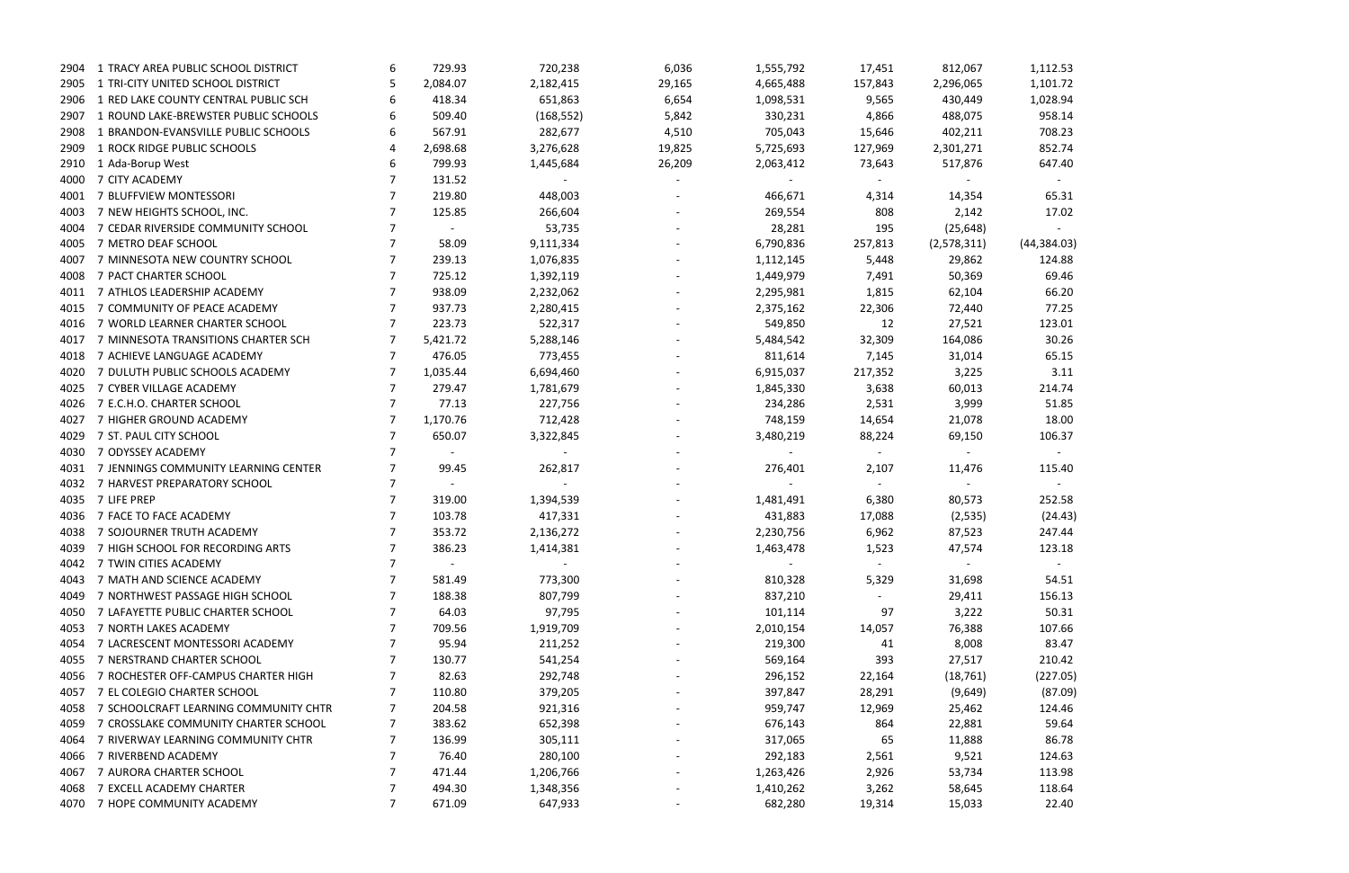| | | | | | | | | | |
|---|---|---|---|---|---|---|---|---|---|
| 2904 | 1 TRACY AREA PUBLIC SCHOOL DISTRICT | 6 | 729.93 | 720,238 | 6,036 | 1,555,792 | 17,451 | 812,067 | 1,112.53 |
| 2905 | 1 TRI-CITY UNITED SCHOOL DISTRICT | 5 | 2,084.07 | 2,182,415 | 29,165 | 4,665,488 | 157,843 | 2,296,065 | 1,101.72 |
| 2906 | 1 RED LAKE COUNTY CENTRAL PUBLIC SCH | 6 | 418.34 | 651,863 | 6,654 | 1,098,531 | 9,565 | 430,449 | 1,028.94 |
| 2907 | 1 ROUND LAKE-BREWSTER PUBLIC SCHOOLS | 6 | 509.40 | (168,552) | 5,842 | 330,231 | 4,866 | 488,075 | 958.14 |
| 2908 | 1 BRANDON-EVANSVILLE PUBLIC SCHOOLS | 6 | 567.91 | 282,677 | 4,510 | 705,043 | 15,646 | 402,211 | 708.23 |
| 2909 | 1 ROCK RIDGE PUBLIC SCHOOLS | 4 | 2,698.68 | 3,276,628 | 19,825 | 5,725,693 | 127,969 | 2,301,271 | 852.74 |
| 2910 | 1 Ada-Borup West | 6 | 799.93 | 1,445,684 | 26,209 | 2,063,412 | 73,643 | 517,876 | 647.40 |
| 4000 | 7 CITY ACADEMY | 7 | 131.52 | - | - | - | - | - | - |
| 4001 | 7 BLUFFVIEW MONTESSORI | 7 | 219.80 | 448,003 | - | 466,671 | 4,314 | 14,354 | 65.31 |
| 4003 | 7 NEW HEIGHTS SCHOOL, INC. | 7 | 125.85 | 266,604 | - | 269,554 | 808 | 2,142 | 17.02 |
| 4004 | 7 CEDAR RIVERSIDE COMMUNITY SCHOOL | 7 | - | 53,735 | - | 28,281 | 195 | (25,648) | - |
| 4005 | 7 METRO DEAF SCHOOL | 7 | 58.09 | 9,111,334 | - | 6,790,836 | 257,813 | (2,578,311) | (44,384.03) |
| 4007 | 7 MINNESOTA NEW COUNTRY SCHOOL | 7 | 239.13 | 1,076,835 | - | 1,112,145 | 5,448 | 29,862 | 124.88 |
| 4008 | 7 PACT CHARTER SCHOOL | 7 | 725.12 | 1,392,119 | - | 1,449,979 | 7,491 | 50,369 | 69.46 |
| 4011 | 7 ATHLOS LEADERSHIP ACADEMY | 7 | 938.09 | 2,232,062 | - | 2,295,981 | 1,815 | 62,104 | 66.20 |
| 4015 | 7 COMMUNITY OF PEACE ACADEMY | 7 | 937.73 | 2,280,415 | - | 2,375,162 | 22,306 | 72,440 | 77.25 |
| 4016 | 7 WORLD LEARNER CHARTER SCHOOL | 7 | 223.73 | 522,317 | - | 549,850 | 12 | 27,521 | 123.01 |
| 4017 | 7 MINNESOTA TRANSITIONS CHARTER SCH | 7 | 5,421.72 | 5,288,146 | - | 5,484,542 | 32,309 | 164,086 | 30.26 |
| 4018 | 7 ACHIEVE LANGUAGE ACADEMY | 7 | 476.05 | 773,455 | - | 811,614 | 7,145 | 31,014 | 65.15 |
| 4020 | 7 DULUTH PUBLIC SCHOOLS ACADEMY | 7 | 1,035.44 | 6,694,460 | - | 6,915,037 | 217,352 | 3,225 | 3.11 |
| 4025 | 7 CYBER VILLAGE ACADEMY | 7 | 279.47 | 1,781,679 | - | 1,845,330 | 3,638 | 60,013 | 214.74 |
| 4026 | 7 E.C.H.O. CHARTER SCHOOL | 7 | 77.13 | 227,756 | - | 234,286 | 2,531 | 3,999 | 51.85 |
| 4027 | 7 HIGHER GROUND ACADEMY | 7 | 1,170.76 | 712,428 | - | 748,159 | 14,654 | 21,078 | 18.00 |
| 4029 | 7 ST. PAUL CITY SCHOOL | 7 | 650.07 | 3,322,845 | - | 3,480,219 | 88,224 | 69,150 | 106.37 |
| 4030 | 7 ODYSSEY ACADEMY | 7 | - | - | - | - | - | - | - |
| 4031 | 7 JENNINGS COMMUNITY LEARNING CENTER | 7 | 99.45 | 262,817 | - | 276,401 | 2,107 | 11,476 | 115.40 |
| 4032 | 7 HARVEST PREPARATORY SCHOOL | 7 | - | - | - | - | - | - | - |
| 4035 | 7 LIFE PREP | 7 | 319.00 | 1,394,539 | - | 1,481,491 | 6,380 | 80,573 | 252.58 |
| 4036 | 7 FACE TO FACE ACADEMY | 7 | 103.78 | 417,331 | - | 431,883 | 17,088 | (2,535) | (24.43) |
| 4038 | 7 SOJOURNER TRUTH ACADEMY | 7 | 353.72 | 2,136,272 | - | 2,230,756 | 6,962 | 87,523 | 247.44 |
| 4039 | 7 HIGH SCHOOL FOR RECORDING ARTS | 7 | 386.23 | 1,414,381 | - | 1,463,478 | 1,523 | 47,574 | 123.18 |
| 4042 | 7 TWIN CITIES ACADEMY | 7 | - | - | - | - | - | - | - |
| 4043 | 7 MATH AND SCIENCE ACADEMY | 7 | 581.49 | 773,300 | - | 810,328 | 5,329 | 31,698 | 54.51 |
| 4049 | 7 NORTHWEST PASSAGE HIGH SCHOOL | 7 | 188.38 | 807,799 | - | 837,210 | - | 29,411 | 156.13 |
| 4050 | 7 LAFAYETTE PUBLIC CHARTER SCHOOL | 7 | 64.03 | 97,795 | - | 101,114 | 97 | 3,222 | 50.31 |
| 4053 | 7 NORTH LAKES ACADEMY | 7 | 709.56 | 1,919,709 | - | 2,010,154 | 14,057 | 76,388 | 107.66 |
| 4054 | 7 LACRESCENT MONTESSORI ACADEMY | 7 | 95.94 | 211,252 | - | 219,300 | 41 | 8,008 | 83.47 |
| 4055 | 7 NERSTRAND CHARTER SCHOOL | 7 | 130.77 | 541,254 | - | 569,164 | 393 | 27,517 | 210.42 |
| 4056 | 7 ROCHESTER OFF-CAMPUS CHARTER HIGH | 7 | 82.63 | 292,748 | - | 296,152 | 22,164 | (18,761) | (227.05) |
| 4057 | 7 EL COLEGIO CHARTER SCHOOL | 7 | 110.80 | 379,205 | - | 397,847 | 28,291 | (9,649) | (87.09) |
| 4058 | 7 SCHOOLCRAFT LEARNING COMMUNITY CHTR | 7 | 204.58 | 921,316 | - | 959,747 | 12,969 | 25,462 | 124.46 |
| 4059 | 7 CROSSLAKE COMMUNITY CHARTER SCHOOL | 7 | 383.62 | 652,398 | - | 676,143 | 864 | 22,881 | 59.64 |
| 4064 | 7 RIVERWAY LEARNING COMMUNITY CHTR | 7 | 136.99 | 305,111 | - | 317,065 | 65 | 11,888 | 86.78 |
| 4066 | 7 RIVERBEND ACADEMY | 7 | 76.40 | 280,100 | - | 292,183 | 2,561 | 9,521 | 124.63 |
| 4067 | 7 AURORA CHARTER SCHOOL | 7 | 471.44 | 1,206,766 | - | 1,263,426 | 2,926 | 53,734 | 113.98 |
| 4068 | 7 EXCELL ACADEMY CHARTER | 7 | 494.30 | 1,348,356 | - | 1,410,262 | 3,262 | 58,645 | 118.64 |
| 4070 | 7 HOPE COMMUNITY ACADEMY | 7 | 671.09 | 647,933 | - | 682,280 | 19,314 | 15,033 | 22.40 |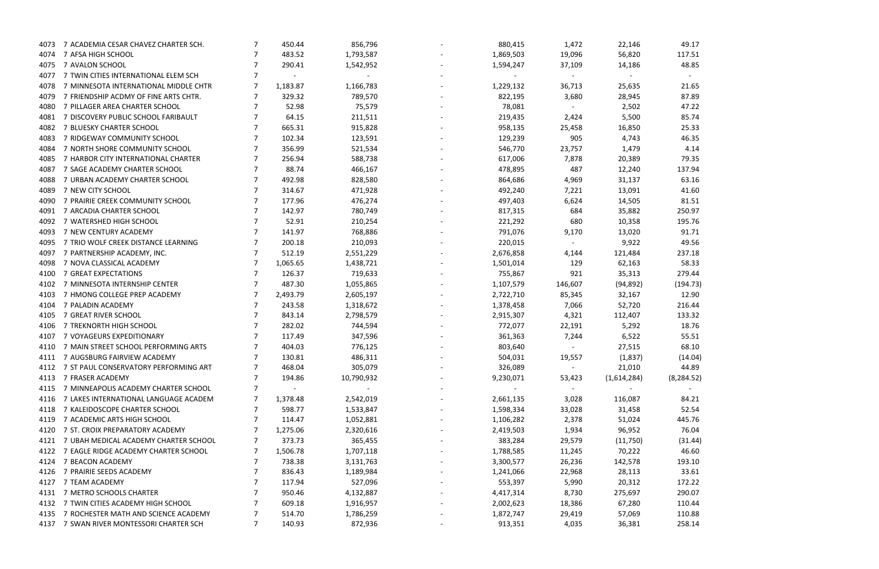| | | | | | | | | | |
|---|---|---|---|---|---|---|---|---|---|
| 4073 | 7 ACADEMIA CESAR CHAVEZ CHARTER SCH. | 7 | 450.44 | 856,796 | - | 880,415 | 1,472 | 22,146 | 49.17 |
| 4074 | 7 AFSA HIGH SCHOOL | 7 | 483.52 | 1,793,587 | - | 1,869,503 | 19,096 | 56,820 | 117.51 |
| 4075 | 7 AVALON SCHOOL | 7 | 290.41 | 1,542,952 | - | 1,594,247 | 37,109 | 14,186 | 48.85 |
| 4077 | 7 TWIN CITIES INTERNATIONAL ELEM SCH | 7 | - | - | - | - | - | - | - |
| 4078 | 7 MINNESOTA INTERNATIONAL MIDDLE CHTR | 7 | 1,183.87 | 1,166,783 | - | 1,229,132 | 36,713 | 25,635 | 21.65 |
| 4079 | 7 FRIENDSHIP ACDMY OF FINE ARTS CHTR. | 7 | 329.32 | 789,570 | - | 822,195 | 3,680 | 28,945 | 87.89 |
| 4080 | 7 PILLAGER AREA CHARTER SCHOOL | 7 | 52.98 | 75,579 | - | 78,081 | - | 2,502 | 47.22 |
| 4081 | 7 DISCOVERY PUBLIC SCHOOL FARIBAULT | 7 | 64.15 | 211,511 | - | 219,435 | 2,424 | 5,500 | 85.74 |
| 4082 | 7 BLUESKY CHARTER SCHOOL | 7 | 665.31 | 915,828 | - | 958,135 | 25,458 | 16,850 | 25.33 |
| 4083 | 7 RIDGEWAY COMMUNITY SCHOOL | 7 | 102.34 | 123,591 | - | 129,239 | 905 | 4,743 | 46.35 |
| 4084 | 7 NORTH SHORE COMMUNITY SCHOOL | 7 | 356.99 | 521,534 | - | 546,770 | 23,757 | 1,479 | 4.14 |
| 4085 | 7 HARBOR CITY INTERNATIONAL CHARTER | 7 | 256.94 | 588,738 | - | 617,006 | 7,878 | 20,389 | 79.35 |
| 4087 | 7 SAGE ACADEMY CHARTER SCHOOL | 7 | 88.74 | 466,167 | - | 478,895 | 487 | 12,240 | 137.94 |
| 4088 | 7 URBAN ACADEMY CHARTER SCHOOL | 7 | 492.98 | 828,580 | - | 864,686 | 4,969 | 31,137 | 63.16 |
| 4089 | 7 NEW CITY SCHOOL | 7 | 314.67 | 471,928 | - | 492,240 | 7,221 | 13,091 | 41.60 |
| 4090 | 7 PRAIRIE CREEK COMMUNITY SCHOOL | 7 | 177.96 | 476,274 | - | 497,403 | 6,624 | 14,505 | 81.51 |
| 4091 | 7 ARCADIA CHARTER SCHOOL | 7 | 142.97 | 780,749 | - | 817,315 | 684 | 35,882 | 250.97 |
| 4092 | 7 WATERSHED HIGH SCHOOL | 7 | 52.91 | 210,254 | - | 221,292 | 680 | 10,358 | 195.76 |
| 4093 | 7 NEW CENTURY ACADEMY | 7 | 141.97 | 768,886 | - | 791,076 | 9,170 | 13,020 | 91.71 |
| 4095 | 7 TRIO WOLF CREEK DISTANCE LEARNING | 7 | 200.18 | 210,093 | - | 220,015 | - | 9,922 | 49.56 |
| 4097 | 7 PARTNERSHIP ACADEMY, INC. | 7 | 512.19 | 2,551,229 | - | 2,676,858 | 4,144 | 121,484 | 237.18 |
| 4098 | 7 NOVA CLASSICAL ACADEMY | 7 | 1,065.65 | 1,438,721 | - | 1,501,014 | 129 | 62,163 | 58.33 |
| 4100 | 7 GREAT EXPECTATIONS | 7 | 126.37 | 719,633 | - | 755,867 | 921 | 35,313 | 279.44 |
| 4102 | 7 MINNESOTA INTERNSHIP CENTER | 7 | 487.30 | 1,055,865 | - | 1,107,579 | 146,607 | (94,892) | (194.73) |
| 4103 | 7 HMONG COLLEGE PREP ACADEMY | 7 | 2,493.79 | 2,605,197 | - | 2,722,710 | 85,345 | 32,167 | 12.90 |
| 4104 | 7 PALADIN ACADEMY | 7 | 243.58 | 1,318,672 | - | 1,378,458 | 7,066 | 52,720 | 216.44 |
| 4105 | 7 GREAT RIVER SCHOOL | 7 | 843.14 | 2,798,579 | - | 2,915,307 | 4,321 | 112,407 | 133.32 |
| 4106 | 7 TREKNORTH HIGH SCHOOL | 7 | 282.02 | 744,594 | - | 772,077 | 22,191 | 5,292 | 18.76 |
| 4107 | 7 VOYAGEURS EXPEDITIONARY | 7 | 117.49 | 347,596 | - | 361,363 | 7,244 | 6,522 | 55.51 |
| 4110 | 7 MAIN STREET SCHOOL PERFORMING ARTS | 7 | 404.03 | 776,125 | - | 803,640 | - | 27,515 | 68.10 |
| 4111 | 7 AUGSBURG FAIRVIEW ACADEMY | 7 | 130.81 | 486,311 | - | 504,031 | 19,557 | (1,837) | (14.04) |
| 4112 | 7 ST PAUL CONSERVATORY PERFORMING ART | 7 | 468.04 | 305,079 | - | 326,089 | - | 21,010 | 44.89 |
| 4113 | 7 FRASER ACADEMY | 7 | 194.86 | 10,790,932 | - | 9,230,071 | 53,423 | (1,614,284) | (8,284.52) |
| 4115 | 7 MINNEAPOLIS ACADEMY CHARTER SCHOOL | 7 | - | - | - | - | - | - | - |
| 4116 | 7 LAKES INTERNATIONAL LANGUAGE ACADEM | 7 | 1,378.48 | 2,542,019 | - | 2,661,135 | 3,028 | 116,087 | 84.21 |
| 4118 | 7 KALEIDOSCOPE CHARTER SCHOOL | 7 | 598.77 | 1,533,847 | - | 1,598,334 | 33,028 | 31,458 | 52.54 |
| 4119 | 7 ACADEMIC ARTS HIGH SCHOOL | 7 | 114.47 | 1,052,881 | - | 1,106,282 | 2,378 | 51,024 | 445.76 |
| 4120 | 7 ST. CROIX PREPARATORY ACADEMY | 7 | 1,275.06 | 2,320,616 | - | 2,419,503 | 1,934 | 96,952 | 76.04 |
| 4121 | 7 UBAH MEDICAL ACADEMY CHARTER SCHOOL | 7 | 373.73 | 365,455 | - | 383,284 | 29,579 | (11,750) | (31.44) |
| 4122 | 7 EAGLE RIDGE ACADEMY CHARTER SCHOOL | 7 | 1,506.78 | 1,707,118 | - | 1,788,585 | 11,245 | 70,222 | 46.60 |
| 4124 | 7 BEACON ACADEMY | 7 | 738.38 | 3,131,763 | - | 3,300,577 | 26,236 | 142,578 | 193.10 |
| 4126 | 7 PRAIRIE SEEDS ACADEMY | 7 | 836.43 | 1,189,984 | - | 1,241,066 | 22,968 | 28,113 | 33.61 |
| 4127 | 7 TEAM ACADEMY | 7 | 117.94 | 527,096 | - | 553,397 | 5,990 | 20,312 | 172.22 |
| 4131 | 7 METRO SCHOOLS CHARTER | 7 | 950.46 | 4,132,887 | - | 4,417,314 | 8,730 | 275,697 | 290.07 |
| 4132 | 7 TWIN CITIES ACADEMY HIGH SCHOOL | 7 | 609.18 | 1,916,957 | - | 2,002,623 | 18,386 | 67,280 | 110.44 |
| 4135 | 7 ROCHESTER MATH AND SCIENCE ACADEMY | 7 | 514.70 | 1,786,259 | - | 1,872,747 | 29,419 | 57,069 | 110.88 |
| 4137 | 7 SWAN RIVER MONTESSORI CHARTER SCH | 7 | 140.93 | 872,936 | - | 913,351 | 4,035 | 36,381 | 258.14 |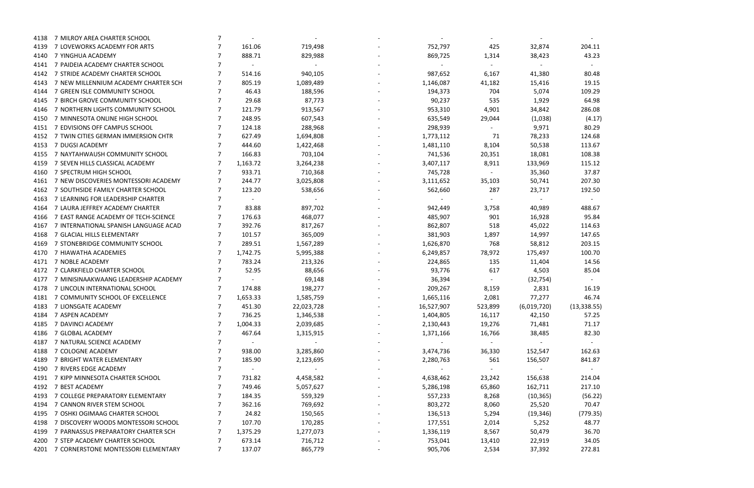| | | | | | | | | | |
|---|---|---|---|---|---|---|---|---|---|
| 4138 | 7 MILROY AREA CHARTER SCHOOL | 7 | - | - | - | - | - | - | - |
| 4139 | 7 LOVEWORKS ACADEMY FOR ARTS | 7 | 161.06 | 719,498 | - | 752,797 | 425 | 32,874 | 204.11 |
| 4140 | 7 YINGHUA ACADEMY | 7 | 888.71 | 829,988 | - | 869,725 | 1,314 | 38,423 | 43.23 |
| 4141 | 7 PAIDEIA ACADEMY CHARTER SCHOOL | 7 | - | - | - | - | - | - | - |
| 4142 | 7 STRIDE ACADEMY CHARTER SCHOOL | 7 | 514.16 | 940,105 | - | 987,652 | 6,167 | 41,380 | 80.48 |
| 4143 | 7 NEW MILLENNIUM ACADEMY CHARTER SCH | 7 | 805.19 | 1,089,489 | - | 1,146,087 | 41,182 | 15,416 | 19.15 |
| 4144 | 7 GREEN ISLE COMMUNITY SCHOOL | 7 | 46.43 | 188,596 | - | 194,373 | 704 | 5,074 | 109.29 |
| 4145 | 7 BIRCH GROVE COMMUNITY SCHOOL | 7 | 29.68 | 87,773 | - | 90,237 | 535 | 1,929 | 64.98 |
| 4146 | 7 NORTHERN LIGHTS COMMUNITY SCHOOL | 7 | 121.79 | 913,567 | - | 953,310 | 4,901 | 34,842 | 286.08 |
| 4150 | 7 MINNESOTA ONLINE HIGH SCHOOL | 7 | 248.95 | 607,543 | - | 635,549 | 29,044 | (1,038) | (4.17) |
| 4151 | 7 EDVISIONS OFF CAMPUS SCHOOL | 7 | 124.18 | 288,968 | - | 298,939 | - | 9,971 | 80.29 |
| 4152 | 7 TWIN CITIES GERMAN IMMERSION CHTR | 7 | 627.49 | 1,694,808 | - | 1,773,112 | 71 | 78,233 | 124.68 |
| 4153 | 7 DUGSI ACADEMY | 7 | 444.60 | 1,422,468 | - | 1,481,110 | 8,104 | 50,538 | 113.67 |
| 4155 | 7 NAYTAHWAUSH COMMUNITY SCHOOL | 7 | 166.83 | 703,104 | - | 741,536 | 20,351 | 18,081 | 108.38 |
| 4159 | 7 SEVEN HILLS CLASSICAL ACADEMY | 7 | 1,163.72 | 3,264,238 | - | 3,407,117 | 8,911 | 133,969 | 115.12 |
| 4160 | 7 SPECTRUM HIGH SCHOOL | 7 | 933.71 | 710,368 | - | 745,728 | - | 35,360 | 37.87 |
| 4161 | 7 NEW DISCOVERIES MONTESSORI ACADEMY | 7 | 244.77 | 3,025,808 | - | 3,111,652 | 35,103 | 50,741 | 207.30 |
| 4162 | 7 SOUTHSIDE FAMILY CHARTER SCHOOL | 7 | 123.20 | 538,656 | - | 562,660 | 287 | 23,717 | 192.50 |
| 4163 | 7 LEARNING FOR LEADERSHIP CHARTER | 7 | - | - | - | - | - | - | - |
| 4164 | 7 LAURA JEFFREY ACADEMY CHARTER | 7 | 83.88 | 897,702 | - | 942,449 | 3,758 | 40,989 | 488.67 |
| 4166 | 7 EAST RANGE ACADEMY OF TECH-SCIENCE | 7 | 176.63 | 468,077 | - | 485,907 | 901 | 16,928 | 95.84 |
| 4167 | 7 INTERNATIONAL SPANISH LANGUAGE ACAD | 7 | 392.76 | 817,267 | - | 862,807 | 518 | 45,022 | 114.63 |
| 4168 | 7 GLACIAL HILLS ELEMENTARY | 7 | 101.57 | 365,009 | - | 381,903 | 1,897 | 14,997 | 147.65 |
| 4169 | 7 STONEBRIDGE COMMUNITY SCHOOL | 7 | 289.51 | 1,567,289 | - | 1,626,870 | 768 | 58,812 | 203.15 |
| 4170 | 7 HIAWATHA ACADEMIES | 7 | 1,742.75 | 5,995,388 | - | 6,249,857 | 78,972 | 175,497 | 100.70 |
| 4171 | 7 NOBLE ACADEMY | 7 | 783.24 | 213,326 | - | 224,865 | 135 | 11,404 | 14.56 |
| 4172 | 7 CLARKFIELD CHARTER SCHOOL | 7 | 52.95 | 88,656 | - | 93,776 | 617 | 4,503 | 85.04 |
| 4177 | 7 MINISINAAKWAANG LEADERSHIP ACADEMY | 7 | - | 69,148 | - | 36,394 | - | (32,754) | - |
| 4178 | 7 LINCOLN INTERNATIONAL SCHOOL | 7 | 174.88 | 198,277 | - | 209,267 | 8,159 | 2,831 | 16.19 |
| 4181 | 7 COMMUNITY SCHOOL OF EXCELLENCE | 7 | 1,653.33 | 1,585,759 | - | 1,665,116 | 2,081 | 77,277 | 46.74 |
| 4183 | 7 LIONSGATE ACADEMY | 7 | 451.30 | 22,023,728 | - | 16,527,907 | 523,899 | (6,019,720) | (13,338.55) |
| 4184 | 7 ASPEN ACADEMY | 7 | 736.25 | 1,346,538 | - | 1,404,805 | 16,117 | 42,150 | 57.25 |
| 4185 | 7 DAVINCI ACADEMY | 7 | 1,004.33 | 2,039,685 | - | 2,130,443 | 19,276 | 71,481 | 71.17 |
| 4186 | 7 GLOBAL ACADEMY | 7 | 467.64 | 1,315,915 | - | 1,371,166 | 16,766 | 38,485 | 82.30 |
| 4187 | 7 NATURAL SCIENCE ACADEMY | 7 | - | - | - | - | - | - | - |
| 4188 | 7 COLOGNE ACADEMY | 7 | 938.00 | 3,285,860 | - | 3,474,736 | 36,330 | 152,547 | 162.63 |
| 4189 | 7 BRIGHT WATER ELEMENTARY | 7 | 185.90 | 2,123,695 | - | 2,280,763 | 561 | 156,507 | 841.87 |
| 4190 | 7 RIVERS EDGE ACADEMY | 7 | - | - | - | - | - | - | - |
| 4191 | 7 KIPP MINNESOTA CHARTER SCHOOL | 7 | 731.82 | 4,458,582 | - | 4,638,462 | 23,242 | 156,638 | 214.04 |
| 4192 | 7 BEST ACADEMY | 7 | 749.46 | 5,057,627 | - | 5,286,198 | 65,860 | 162,711 | 217.10 |
| 4193 | 7 COLLEGE PREPARATORY ELEMENTARY | 7 | 184.35 | 559,329 | - | 557,233 | 8,268 | (10,365) | (56.22) |
| 4194 | 7 CANNON RIVER STEM SCHOOL | 7 | 362.16 | 769,692 | - | 803,272 | 8,060 | 25,520 | 70.47 |
| 4195 | 7 OSHKI OGIMAAG CHARTER SCHOOL | 7 | 24.82 | 150,565 | - | 136,513 | 5,294 | (19,346) | (779.35) |
| 4198 | 7 DISCOVERY WOODS MONTESSORI SCHOOL | 7 | 107.70 | 170,285 | - | 177,551 | 2,014 | 5,252 | 48.77 |
| 4199 | 7 PARNASSUS PREPARATORY CHARTER SCH | 7 | 1,375.29 | 1,277,073 | - | 1,336,119 | 8,567 | 50,479 | 36.70 |
| 4200 | 7 STEP ACADEMY CHARTER SCHOOL | 7 | 673.14 | 716,712 | - | 753,041 | 13,410 | 22,919 | 34.05 |
| 4201 | 7 CORNERSTONE MONTESSORI ELEMENTARY | 7 | 137.07 | 865,779 | - | 905,706 | 2,534 | 37,392 | 272.81 |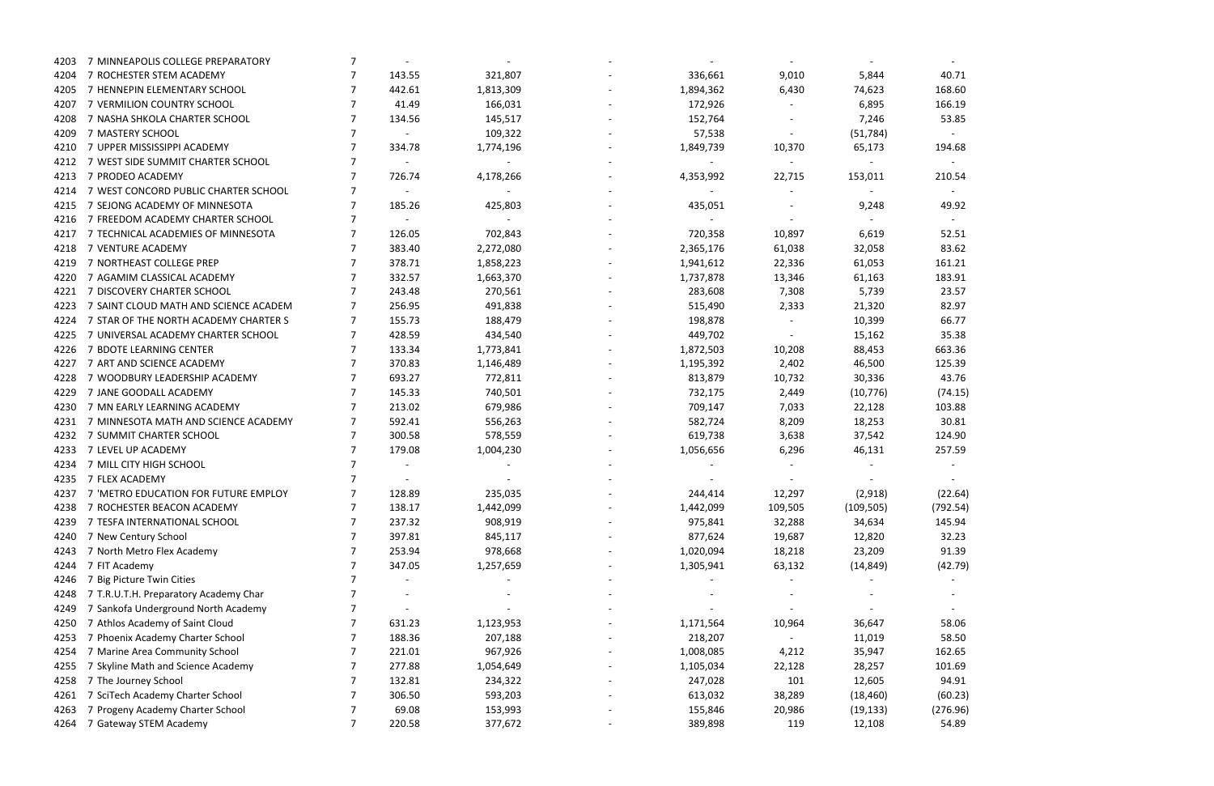| | | | | | | | | | |
|---|---|---|---|---|---|---|---|---|---|
| 4203 | 7 MINNEAPOLIS COLLEGE PREPARATORY | 7 | - | - | - | - | - | - | - |
| 4204 | 7 ROCHESTER STEM ACADEMY | 7 | 143.55 | 321,807 | - | 336,661 | 9,010 | 5,844 | 40.71 |
| 4205 | 7 HENNEPIN ELEMENTARY SCHOOL | 7 | 442.61 | 1,813,309 | - | 1,894,362 | 6,430 | 74,623 | 168.60 |
| 4207 | 7 VERMILION COUNTRY SCHOOL | 7 | 41.49 | 166,031 | - | 172,926 | - | 6,895 | 166.19 |
| 4208 | 7 NASHA SHKOLA CHARTER SCHOOL | 7 | 134.56 | 145,517 | - | 152,764 | - | 7,246 | 53.85 |
| 4209 | 7 MASTERY SCHOOL | 7 | - | 109,322 | - | 57,538 | - | (51,784) | - |
| 4210 | 7 UPPER MISSISSIPPI ACADEMY | 7 | 334.78 | 1,774,196 | - | 1,849,739 | 10,370 | 65,173 | 194.68 |
| 4212 | 7 WEST SIDE SUMMIT CHARTER SCHOOL | 7 | - | - | - | - | - | - | - |
| 4213 | 7 PRODEO ACADEMY | 7 | 726.74 | 4,178,266 | - | 4,353,992 | 22,715 | 153,011 | 210.54 |
| 4214 | 7 WEST CONCORD PUBLIC CHARTER SCHOOL | 7 | - | - | - | - | - | - | - |
| 4215 | 7 SEJONG ACADEMY OF MINNESOTA | 7 | 185.26 | 425,803 | - | 435,051 | - | 9,248 | 49.92 |
| 4216 | 7 FREEDOM ACADEMY CHARTER SCHOOL | 7 | - | - | - | - | - | - | - |
| 4217 | 7 TECHNICAL ACADEMIES OF MINNESOTA | 7 | 126.05 | 702,843 | - | 720,358 | 10,897 | 6,619 | 52.51 |
| 4218 | 7 VENTURE ACADEMY | 7 | 383.40 | 2,272,080 | - | 2,365,176 | 61,038 | 32,058 | 83.62 |
| 4219 | 7 NORTHEAST COLLEGE PREP | 7 | 378.71 | 1,858,223 | - | 1,941,612 | 22,336 | 61,053 | 161.21 |
| 4220 | 7 AGAMIM CLASSICAL ACADEMY | 7 | 332.57 | 1,663,370 | - | 1,737,878 | 13,346 | 61,163 | 183.91 |
| 4221 | 7 DISCOVERY CHARTER SCHOOL | 7 | 243.48 | 270,561 | - | 283,608 | 7,308 | 5,739 | 23.57 |
| 4223 | 7 SAINT CLOUD MATH AND SCIENCE ACADEM | 7 | 256.95 | 491,838 | - | 515,490 | 2,333 | 21,320 | 82.97 |
| 4224 | 7 STAR OF THE NORTH ACADEMY CHARTER S | 7 | 155.73 | 188,479 | - | 198,878 | - | 10,399 | 66.77 |
| 4225 | 7 UNIVERSAL ACADEMY CHARTER SCHOOL | 7 | 428.59 | 434,540 | - | 449,702 | - | 15,162 | 35.38 |
| 4226 | 7 BDOTE LEARNING CENTER | 7 | 133.34 | 1,773,841 | - | 1,872,503 | 10,208 | 88,453 | 663.36 |
| 4227 | 7 ART AND SCIENCE ACADEMY | 7 | 370.83 | 1,146,489 | - | 1,195,392 | 2,402 | 46,500 | 125.39 |
| 4228 | 7 WOODBURY LEADERSHIP ACADEMY | 7 | 693.27 | 772,811 | - | 813,879 | 10,732 | 30,336 | 43.76 |
| 4229 | 7 JANE GOODALL ACADEMY | 7 | 145.33 | 740,501 | - | 732,175 | 2,449 | (10,776) | (74.15) |
| 4230 | 7 MN EARLY LEARNING ACADEMY | 7 | 213.02 | 679,986 | - | 709,147 | 7,033 | 22,128 | 103.88 |
| 4231 | 7 MINNESOTA MATH AND SCIENCE ACADEMY | 7 | 592.41 | 556,263 | - | 582,724 | 8,209 | 18,253 | 30.81 |
| 4232 | 7 SUMMIT CHARTER SCHOOL | 7 | 300.58 | 578,559 | - | 619,738 | 3,638 | 37,542 | 124.90 |
| 4233 | 7 LEVEL UP ACADEMY | 7 | 179.08 | 1,004,230 | - | 1,056,656 | 6,296 | 46,131 | 257.59 |
| 4234 | 7 MILL CITY HIGH SCHOOL | 7 | - | - | - | - | - | - | - |
| 4235 | 7 FLEX ACADEMY | 7 | - | - | - | - | - | - | - |
| 4237 | 7 'METRO EDUCATION FOR FUTURE EMPLOY | 7 | 128.89 | 235,035 | - | 244,414 | 12,297 | (2,918) | (22.64) |
| 4238 | 7 ROCHESTER BEACON ACADEMY | 7 | 138.17 | 1,442,099 | - | 1,442,099 | 109,505 | (109,505) | (792.54) |
| 4239 | 7 TESFA INTERNATIONAL SCHOOL | 7 | 237.32 | 908,919 | - | 975,841 | 32,288 | 34,634 | 145.94 |
| 4240 | 7 New Century School | 7 | 397.81 | 845,117 | - | 877,624 | 19,687 | 12,820 | 32.23 |
| 4243 | 7 North Metro Flex Academy | 7 | 253.94 | 978,668 | - | 1,020,094 | 18,218 | 23,209 | 91.39 |
| 4244 | 7 FIT Academy | 7 | 347.05 | 1,257,659 | - | 1,305,941 | 63,132 | (14,849) | (42.79) |
| 4246 | 7 Big Picture Twin Cities | 7 | - | - | - | - | - | - | - |
| 4248 | 7 T.R.U.T.H. Preparatory Academy Char | 7 | - | - | - | - | - | - | - |
| 4249 | 7 Sankofa Underground North Academy | 7 | - | - | - | - | - | - | - |
| 4250 | 7 Athlos Academy of Saint Cloud | 7 | 631.23 | 1,123,953 | - | 1,171,564 | 10,964 | 36,647 | 58.06 |
| 4253 | 7 Phoenix Academy Charter School | 7 | 188.36 | 207,188 | - | 218,207 | - | 11,019 | 58.50 |
| 4254 | 7 Marine Area Community School | 7 | 221.01 | 967,926 | - | 1,008,085 | 4,212 | 35,947 | 162.65 |
| 4255 | 7 Skyline Math and Science Academy | 7 | 277.88 | 1,054,649 | - | 1,105,034 | 22,128 | 28,257 | 101.69 |
| 4258 | 7 The Journey School | 7 | 132.81 | 234,322 | - | 247,028 | 101 | 12,605 | 94.91 |
| 4261 | 7 SciTech Academy Charter School | 7 | 306.50 | 593,203 | - | 613,032 | 38,289 | (18,460) | (60.23) |
| 4263 | 7 Progeny Academy Charter School | 7 | 69.08 | 153,993 | - | 155,846 | 20,986 | (19,133) | (276.96) |
| 4264 | 7 Gateway STEM Academy | 7 | 220.58 | 377,672 | - | 389,898 | 119 | 12,108 | 54.89 |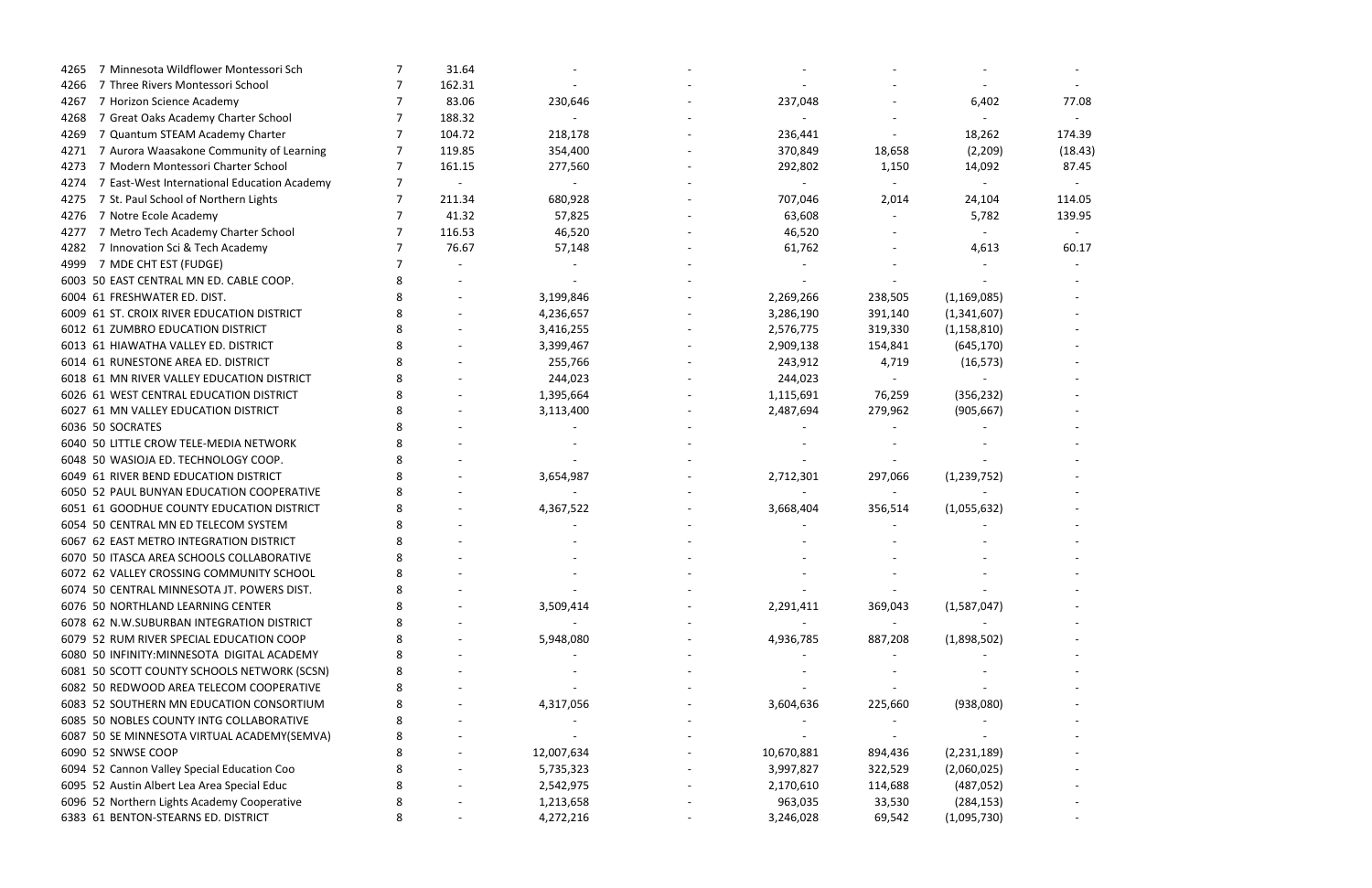| | | | | | | | | | |
|---|---|---|---|---|---|---|---|---|---|
| 4265 | 7 Minnesota Wildflower Montessori Sch | 7 | 31.64 | - | - | - | - | - | - |
| 4266 | 7 Three Rivers Montessori School | 7 | 162.31 | - | - | - | - | - | - |
| 4267 | 7 Horizon Science Academy | 7 | 83.06 | 230,646 | - | 237,048 | - | 6,402 | 77.08 |
| 4268 | 7 Great Oaks Academy Charter School | 7 | 188.32 | - | - | - | - | - | - |
| 4269 | 7 Quantum STEAM Academy Charter | 7 | 104.72 | 218,178 | - | 236,441 | - | 18,262 | 174.39 |
| 4271 | 7 Aurora Waasakone Community of Learning | 7 | 119.85 | 354,400 | - | 370,849 | 18,658 | (2,209) | (18.43) |
| 4273 | 7 Modern Montessori Charter School | 7 | 161.15 | 277,560 | - | 292,802 | 1,150 | 14,092 | 87.45 |
| 4274 | 7 East-West International Education Academy | 7 | - | - | - | - | - | - | - |
| 4275 | 7 St. Paul School of Northern Lights | 7 | 211.34 | 680,928 | - | 707,046 | 2,014 | 24,104 | 114.05 |
| 4276 | 7 Notre Ecole Academy | 7 | 41.32 | 57,825 | - | 63,608 | - | 5,782 | 139.95 |
| 4277 | 7 Metro Tech Academy Charter School | 7 | 116.53 | 46,520 | - | 46,520 | - | - | - |
| 4282 | 7 Innovation Sci & Tech Academy | 7 | 76.67 | 57,148 | - | 61,762 | - | 4,613 | 60.17 |
| 4999 | 7 MDE CHT EST (FUDGE) | 7 | - | - | - | - | - | - | - |
| 6003 | 50 EAST CENTRAL MN ED. CABLE COOP. | 8 | - | - | - | - | - | - | - |
| 6004 | 61 FRESHWATER ED. DIST. | 8 | - | 3,199,846 | - | 2,269,266 | 238,505 | (1,169,085) | - |
| 6009 | 61 ST. CROIX RIVER EDUCATION DISTRICT | 8 | - | 4,236,657 | - | 3,286,190 | 391,140 | (1,341,607) | - |
| 6012 | 61 ZUMBRO EDUCATION DISTRICT | 8 | - | 3,416,255 | - | 2,576,775 | 319,330 | (1,158,810) | - |
| 6013 | 61 HIAWATHA VALLEY ED. DISTRICT | 8 | - | 3,399,467 | - | 2,909,138 | 154,841 | (645,170) | - |
| 6014 | 61 RUNESTONE AREA ED. DISTRICT | 8 | - | 255,766 | - | 243,912 | 4,719 | (16,573) | - |
| 6018 | 61 MN RIVER VALLEY EDUCATION DISTRICT | 8 | - | 244,023 | - | 244,023 | - | - | - |
| 6026 | 61 WEST CENTRAL EDUCATION DISTRICT | 8 | - | 1,395,664 | - | 1,115,691 | 76,259 | (356,232) | - |
| 6027 | 61 MN VALLEY EDUCATION DISTRICT | 8 | - | 3,113,400 | - | 2,487,694 | 279,962 | (905,667) | - |
| 6036 | 50 SOCRATES | 8 | - | - | - | - | - | - | - |
| 6040 | 50 LITTLE CROW TELE-MEDIA NETWORK | 8 | - | - | - | - | - | - | - |
| 6048 | 50 WASIOJA ED. TECHNOLOGY COOP. | 8 | - | - | - | - | - | - | - |
| 6049 | 61 RIVER BEND EDUCATION DISTRICT | 8 | - | 3,654,987 | - | 2,712,301 | 297,066 | (1,239,752) | - |
| 6050 | 52 PAUL BUNYAN EDUCATION COOPERATIVE | 8 | - | - | - | - | - | - | - |
| 6051 | 61 GOODHUE COUNTY EDUCATION DISTRICT | 8 | - | 4,367,522 | - | 3,668,404 | 356,514 | (1,055,632) | - |
| 6054 | 50 CENTRAL MN ED TELECOM SYSTEM | 8 | - | - | - | - | - | - | - |
| 6067 | 62 EAST METRO INTEGRATION DISTRICT | 8 | - | - | - | - | - | - | - |
| 6070 | 50 ITASCA AREA SCHOOLS COLLABORATIVE | 8 | - | - | - | - | - | - | - |
| 6072 | 62 VALLEY CROSSING COMMUNITY SCHOOL | 8 | - | - | - | - | - | - | - |
| 6074 | 50 CENTRAL MINNESOTA JT. POWERS DIST. | 8 | - | - | - | - | - | - | - |
| 6076 | 50 NORTHLAND LEARNING CENTER | 8 | - | 3,509,414 | - | 2,291,411 | 369,043 | (1,587,047) | - |
| 6078 | 62 N.W.SUBURBAN INTEGRATION DISTRICT | 8 | - | - | - | - | - | - | - |
| 6079 | 52 RUM RIVER SPECIAL EDUCATION COOP | 8 | - | 5,948,080 | - | 4,936,785 | 887,208 | (1,898,502) | - |
| 6080 | 50 INFINITY:MINNESOTA DIGITAL ACADEMY | 8 | - | - | - | - | - | - | - |
| 6081 | 50 SCOTT COUNTY SCHOOLS NETWORK (SCSN) | 8 | - | - | - | - | - | - | - |
| 6082 | 50 REDWOOD AREA TELECOM COOPERATIVE | 8 | - | - | - | - | - | - | - |
| 6083 | 52 SOUTHERN MN EDUCATION CONSORTIUM | 8 | - | 4,317,056 | - | 3,604,636 | 225,660 | (938,080) | - |
| 6085 | 50 NOBLES COUNTY INTG COLLABORATIVE | 8 | - | - | - | - | - | - | - |
| 6087 | 50 SE MINNESOTA VIRTUAL ACADEMY(SEMVA) | 8 | - | - | - | - | - | - | - |
| 6090 | 52 SNWSE COOP | 8 | - | 12,007,634 | - | 10,670,881 | 894,436 | (2,231,189) | - |
| 6094 | 52 Cannon Valley Special Education Coo | 8 | - | 5,735,323 | - | 3,997,827 | 322,529 | (2,060,025) | - |
| 6095 | 52 Austin Albert Lea Area Special Educ | 8 | - | 2,542,975 | - | 2,170,610 | 114,688 | (487,052) | - |
| 6096 | 52 Northern Lights Academy Cooperative | 8 | - | 1,213,658 | - | 963,035 | 33,530 | (284,153) | - |
| 6383 | 61 BENTON-STEARNS ED. DISTRICT | 8 | - | 4,272,216 | - | 3,246,028 | 69,542 | (1,095,730) | - |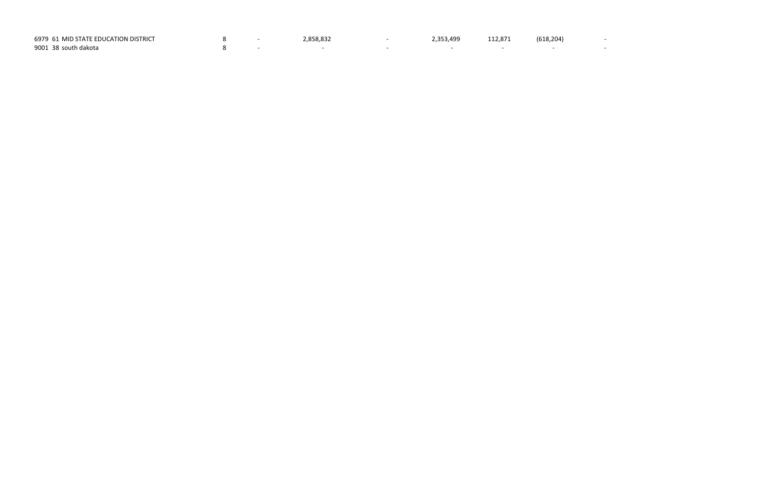| | | | | | | | | | |
|---|---|---|---|---|---|---|---|---|---|
| 6979 | 61 MID STATE EDUCATION DISTRICT | 8 | - | 2,858,832 | - | 2,353,499 | 112,871 | (618,204) | - |
| 9001 | 38 south dakota | 8 | - | - | - | - | - | - | - |